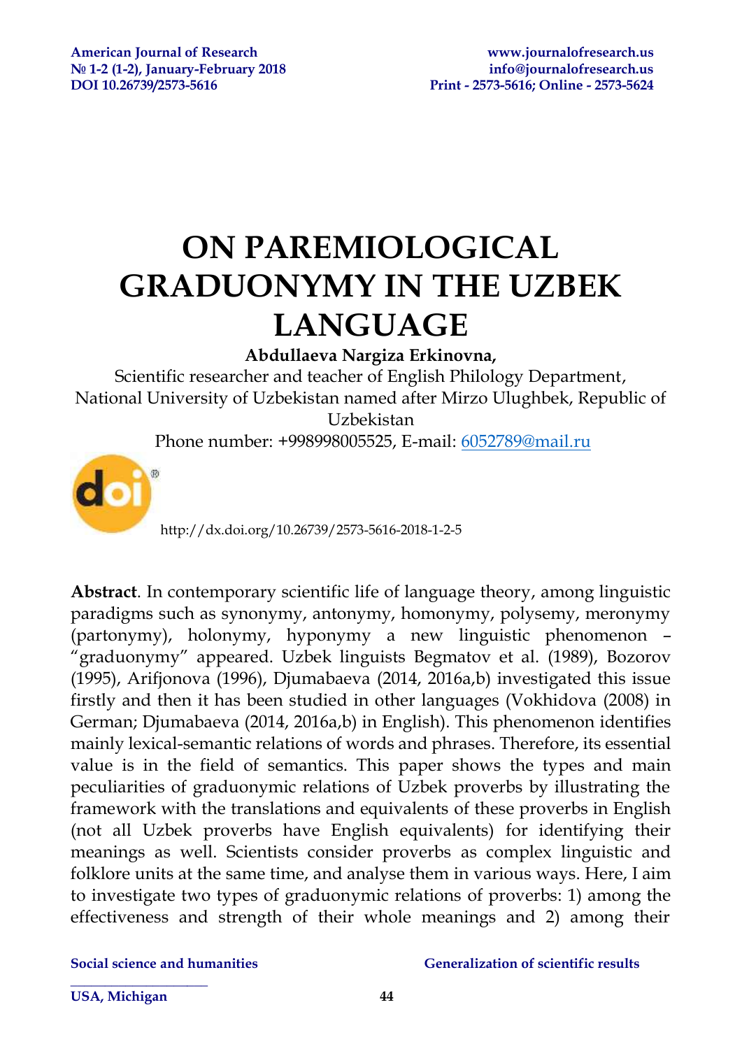# ON PAREMIOLOGICAL GRADUONYMY IN THE UZBEK LANGUAGE

**Abdullaeva Nargiza Erkinovna,**

Scientific researcher and teacher of English Philology Department, National University of Uzbekistan named after Mirzo Ulughbek, Republic of Uzbekistan

Phone number: +998998005525, E-mail: 6052789@mail.ru

http://dx.doi.org/10.26739/2573-5616-2018-1-2-5

**Abstract**. In contemporary scientific life of language theory, among linguistic paradigms such as synonymy, antonymy, homonymy, polysemy, meronymy (partonymy), holonymy, hyponymy a new linguistic phenomenon – "graduonymy" appeared. Uzbek linguists Begmatov et al. (1989), Bozorov (1995), Arifjonova (1996), Djumabaeva (2014, 2016a,b) investigated this issue firstly and then it has been studied in other languages (Vokhidova (2008) in German; Djumabaeva (2014, 2016a,b) in English). This phenomenon identifies mainly lexical-semantic relations of words and phrases. Therefore, its essential value is in the field of semantics. This paper shows the types and main peculiarities of graduonymic relations of Uzbek proverbs by illustrating the framework with the translations and equivalents of these proverbs in English (not all Uzbek proverbs have English equivalents) for identifying their meanings as well. Scientists consider proverbs as complex linguistic and folklore units at the same time, and analyse them in various ways. Here, I aim to investigate two types of graduonymic relations of proverbs: 1) among the effectiveness and strength of their whole meanings and 2) among their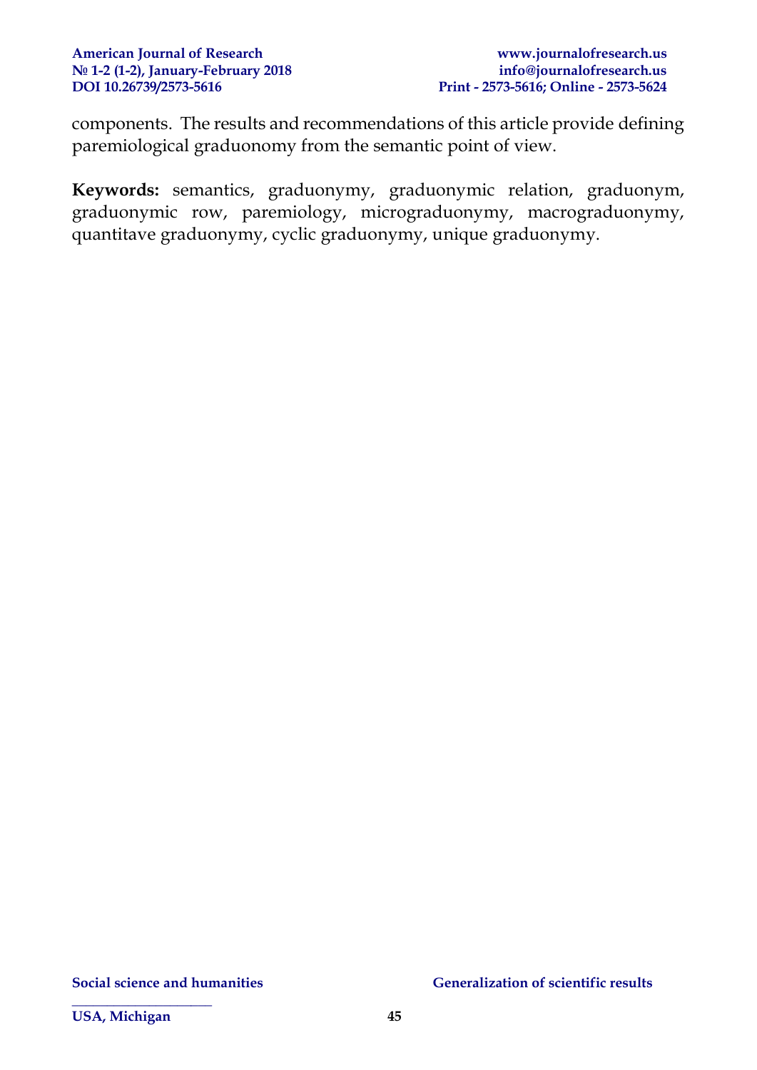components. The results and recommendations of this article provide defining paremiological graduonomy from the semantic point of view.

**Keywords:** semantics, graduonymy, graduonymic relation, graduonym, graduonymic row, paremiology, micrograduonymy, macrograduonymy, quantitave graduonymy, cyclic graduonymy, unique graduonymy.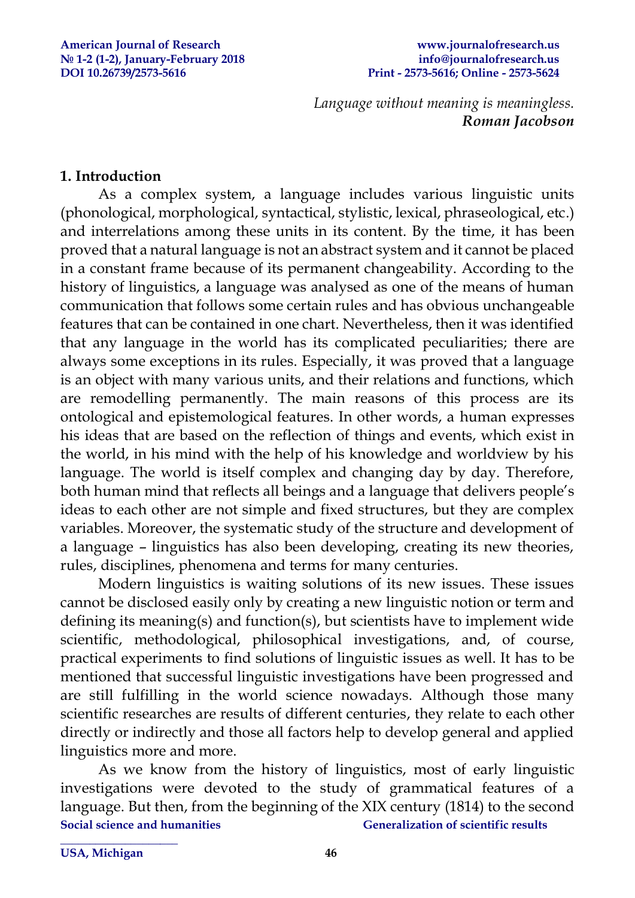*Language without meaning is meaningless.*
***Roman Jacobson***

## 1. Introduction

As a complex system, a language includes various linguistic units (phonological, morphological, syntactical, stylistic, lexical, phraseological, etc.) and interrelations among these units in its content. By the time, it has been proved that a natural language is not an abstract system and it cannot be placed in a constant frame because of its permanent changeability. According to the history of linguistics, a language was analysed as one of the means of human communication that follows some certain rules and has obvious unchangeable features that can be contained in one chart. Nevertheless, then it was identified that any language in the world has its complicated peculiarities; there are always some exceptions in its rules. Especially, it was proved that a language is an object with many various units, and their relations and functions, which are remodelling permanently. The main reasons of this process are its ontological and epistemological features. In other words, a human expresses his ideas that are based on the reflection of things and events, which exist in the world, in his mind with the help of his knowledge and worldview by his language. The world is itself complex and changing day by day. Therefore, both human mind that reflects all beings and a language that delivers people's ideas to each other are not simple and fixed structures, but they are complex variables. Moreover, the systematic study of the structure and development of a language – linguistics has also been developing, creating its new theories, rules, disciplines, phenomena and terms for many centuries.

Modern linguistics is waiting solutions of its new issues. These issues cannot be disclosed easily only by creating a new linguistic notion or term and defining its meaning(s) and function(s), but scientists have to implement wide scientific, methodological, philosophical investigations, and, of course, practical experiments to find solutions of linguistic issues as well. It has to be mentioned that successful linguistic investigations have been progressed and are still fulfilling in the world science nowadays. Although those many scientific researches are results of different centuries, they relate to each other directly or indirectly and those all factors help to develop general and applied linguistics more and more.

As we know from the history of linguistics, most of early linguistic investigations were devoted to the study of grammatical features of a language. But then, from the beginning of the XIX century (1814) to the second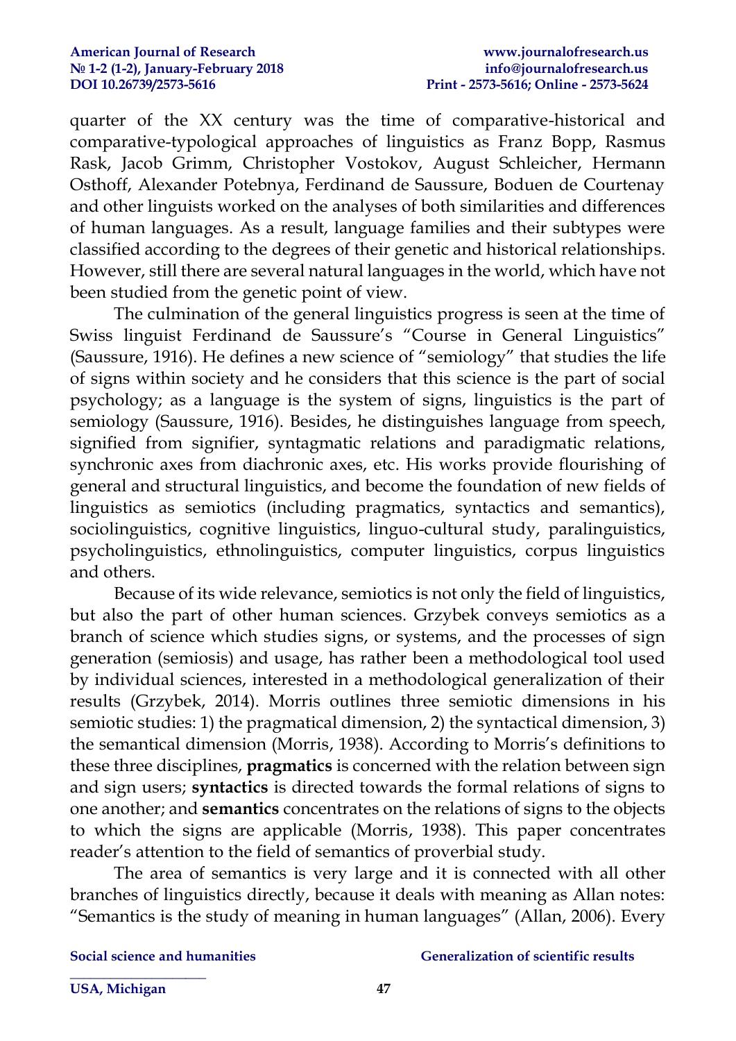quarter of the XX century was the time of comparative-historical and comparative-typological approaches of linguistics as Franz Bopp, Rasmus Rask, Jacob Grimm, Christopher Vostokov, August Schleicher, Hermann Osthoff, Alexander Potebnya, Ferdinand de Saussure, Boduen de Courtenay and other linguists worked on the analyses of both similarities and differences of human languages. As a result, language families and their subtypes were classified according to the degrees of their genetic and historical relationships. However, still there are several natural languages in the world, which have not been studied from the genetic point of view.

The culmination of the general linguistics progress is seen at the time of Swiss linguist Ferdinand de Saussure's "Course in General Linguistics" (Saussure, 1916). He defines a new science of "semiology" that studies the life of signs within society and he considers that this science is the part of social psychology; as a language is the system of signs, linguistics is the part of semiology (Saussure, 1916). Besides, he distinguishes language from speech, signified from signifier, syntagmatic relations and paradigmatic relations, synchronic axes from diachronic axes, etc. His works provide flourishing of general and structural linguistics, and become the foundation of new fields of linguistics as semiotics (including pragmatics, syntactics and semantics), sociolinguistics, cognitive linguistics, linguo-cultural study, paralinguistics, psycholinguistics, ethnolinguistics, computer linguistics, corpus linguistics and others.

Because of its wide relevance, semiotics is not only the field of linguistics, but also the part of other human sciences. Grzybek conveys semiotics as a branch of science which studies signs, or systems, and the processes of sign generation (semiosis) and usage, has rather been a methodological tool used by individual sciences, interested in a methodological generalization of their results (Grzybek, 2014). Morris outlines three semiotic dimensions in his semiotic studies: 1) the pragmatical dimension, 2) the syntactical dimension, 3) the semantical dimension (Morris, 1938). According to Morris's definitions to these three disciplines, **pragmatics** is concerned with the relation between sign and sign users; **syntactics** is directed towards the formal relations of signs to one another; and **semantics** concentrates on the relations of signs to the objects to which the signs are applicable (Morris, 1938). This paper concentrates reader's attention to the field of semantics of proverbial study.

The area of semantics is very large and it is connected with all other branches of linguistics directly, because it deals with meaning as Allan notes: "Semantics is the study of meaning in human languages" (Allan, 2006). Every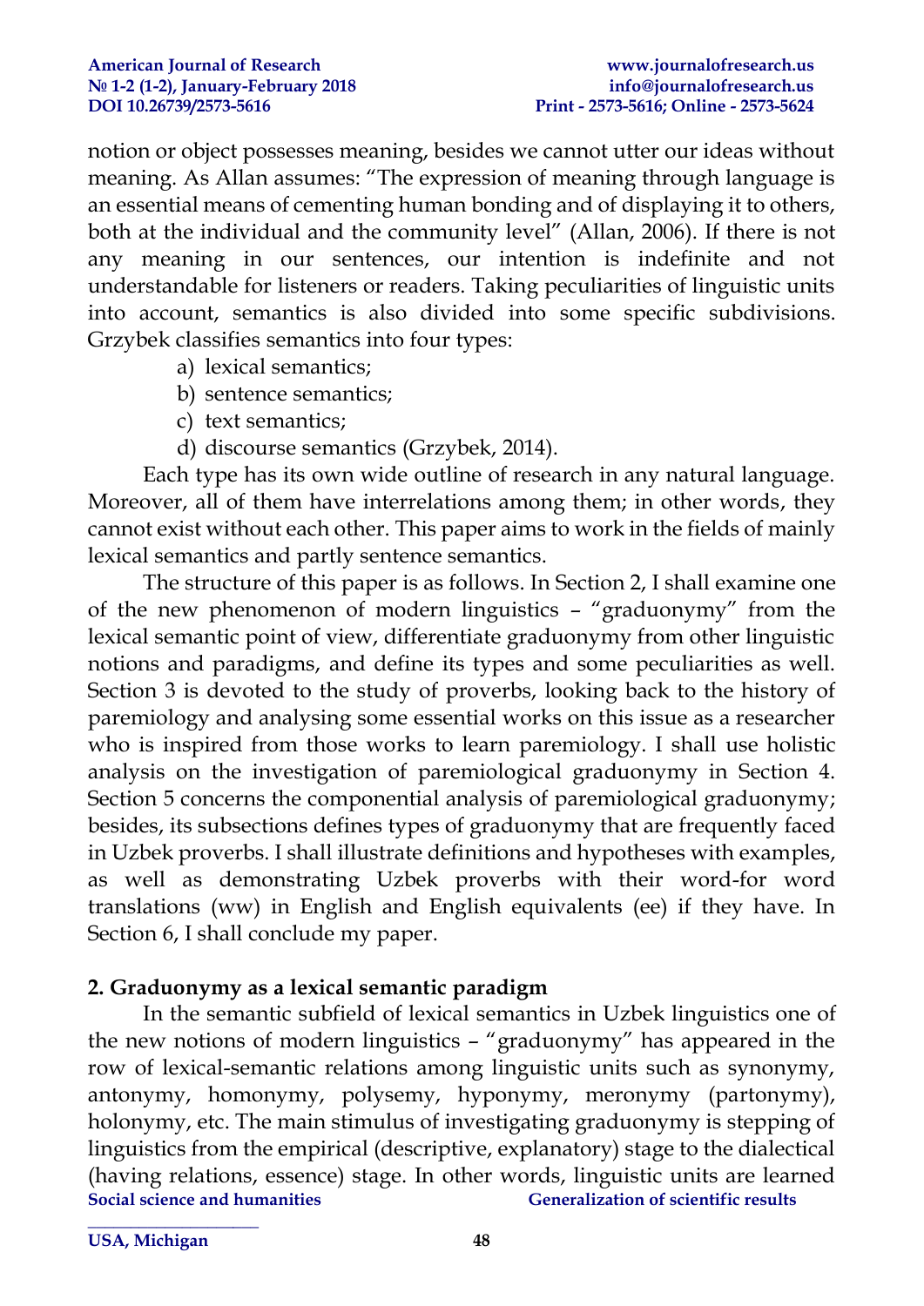notion or object possesses meaning, besides we cannot utter our ideas without meaning. As Allan assumes: "The expression of meaning through language is an essential means of cementing human bonding and of displaying it to others, both at the individual and the community level" (Allan, 2006). If there is not any meaning in our sentences, our intention is indefinite and not understandable for listeners or readers. Taking peculiarities of linguistic units into account, semantics is also divided into some specific subdivisions. Grzybek classifies semantics into four types:

a) lexical semantics;
b) sentence semantics;
c) text semantics;
d) discourse semantics (Grzybek, 2014).

Each type has its own wide outline of research in any natural language. Moreover, all of them have interrelations among them; in other words, they cannot exist without each other. This paper aims to work in the fields of mainly lexical semantics and partly sentence semantics.

The structure of this paper is as follows. In Section 2, I shall examine one of the new phenomenon of modern linguistics – "graduonymy" from the lexical semantic point of view, differentiate graduonymy from other linguistic notions and paradigms, and define its types and some peculiarities as well. Section 3 is devoted to the study of proverbs, looking back to the history of paremiology and analysing some essential works on this issue as a researcher who is inspired from those works to learn paremiology. I shall use holistic analysis on the investigation of paremiological graduonymy in Section 4. Section 5 concerns the componential analysis of paremiological graduonymy; besides, its subsections defines types of graduonymy that are frequently faced in Uzbek proverbs. I shall illustrate definitions and hypotheses with examples, as well as demonstrating Uzbek proverbs with their word-for word translations (ww) in English and English equivalents (ee) if they have. In Section 6, I shall conclude my paper.

## 2. Graduonymy as a lexical semantic paradigm

In the semantic subfield of lexical semantics in Uzbek linguistics one of the new notions of modern linguistics – "graduonymy" has appeared in the row of lexical-semantic relations among linguistic units such as synonymy, antonymy, homonymy, polysemy, hyponymy, meronymy (partonymy), holonymy, etc. The main stimulus of investigating graduonymy is stepping of linguistics from the empirical (descriptive, explanatory) stage to the dialectical (having relations, essence) stage. In other words, linguistic units are learned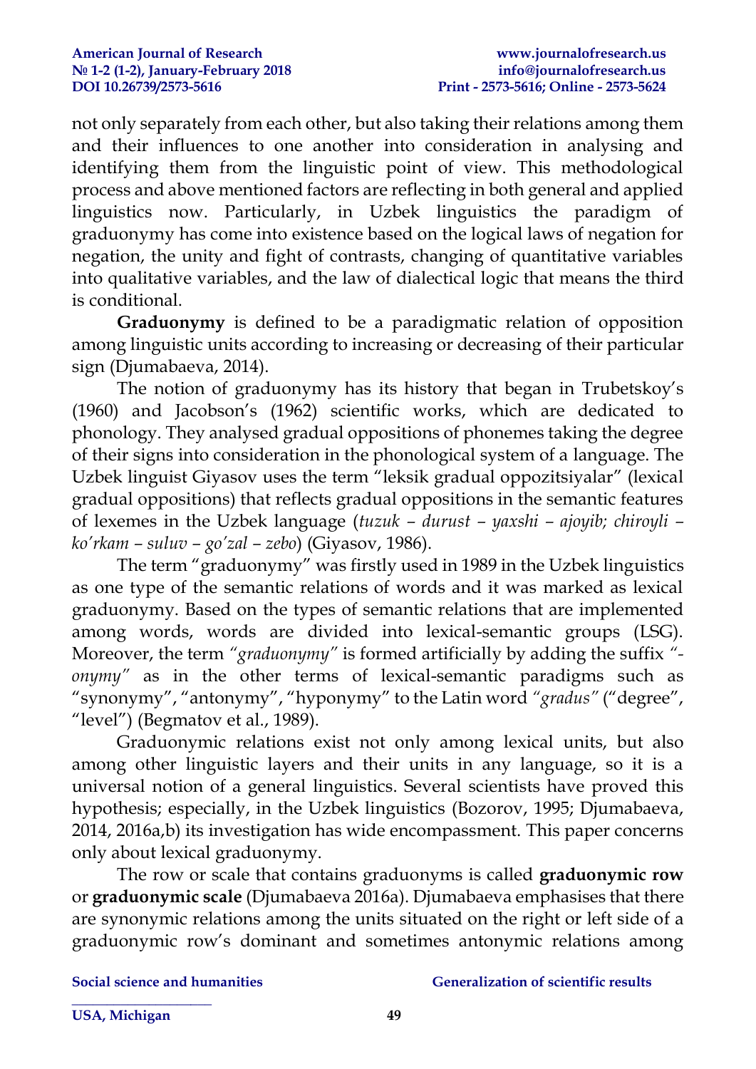not only separately from each other, but also taking their relations among them and their influences to one another into consideration in analysing and identifying them from the linguistic point of view. This methodological process and above mentioned factors are reflecting in both general and applied linguistics now. Particularly, in Uzbek linguistics the paradigm of graduonymy has come into existence based on the logical laws of negation for negation, the unity and fight of contrasts, changing of quantitative variables into qualitative variables, and the law of dialectical logic that means the third is conditional.

**Graduonymy** is defined to be a paradigmatic relation of opposition among linguistic units according to increasing or decreasing of their particular sign (Djumabaeva, 2014).

The notion of graduonymy has its history that began in Trubetskoy's (1960) and Jacobson's (1962) scientific works, which are dedicated to phonology. They analysed gradual oppositions of phonemes taking the degree of their signs into consideration in the phonological system of a language. The Uzbek linguist Giyasov uses the term "leksik gradual oppozitsiyalar" (lexical gradual oppositions) that reflects gradual oppositions in the semantic features of lexemes in the Uzbek language (*tuzuk – durust – yaxshi – ajoyib; chiroyli – ko'rkam – suluv – go'zal – zebo*) (Giyasov, 1986).

The term "graduonymy" was firstly used in 1989 in the Uzbek linguistics as one type of the semantic relations of words and it was marked as lexical graduonymy. Based on the types of semantic relations that are implemented among words, words are divided into lexical-semantic groups (LSG). Moreover, the term *"graduonymy"* is formed artificially by adding the suffix *"-onymy"* as in the other terms of lexical-semantic paradigms such as "synonymy", "antonymy", "hyponymy" to the Latin word *"gradus"* ("degree", "level") (Begmatov et al., 1989).

Graduonymic relations exist not only among lexical units, but also among other linguistic layers and their units in any language, so it is a universal notion of a general linguistics. Several scientists have proved this hypothesis; especially, in the Uzbek linguistics (Bozorov, 1995; Djumabaeva, 2014, 2016a,b) its investigation has wide encompassment. This paper concerns only about lexical graduonymy.

The row or scale that contains graduonyms is called **graduonymic row** or **graduonymic scale** (Djumabaeva 2016a). Djumabaeva emphasises that there are synonymic relations among the units situated on the right or left side of a graduonymic row's dominant and sometimes antonymic relations among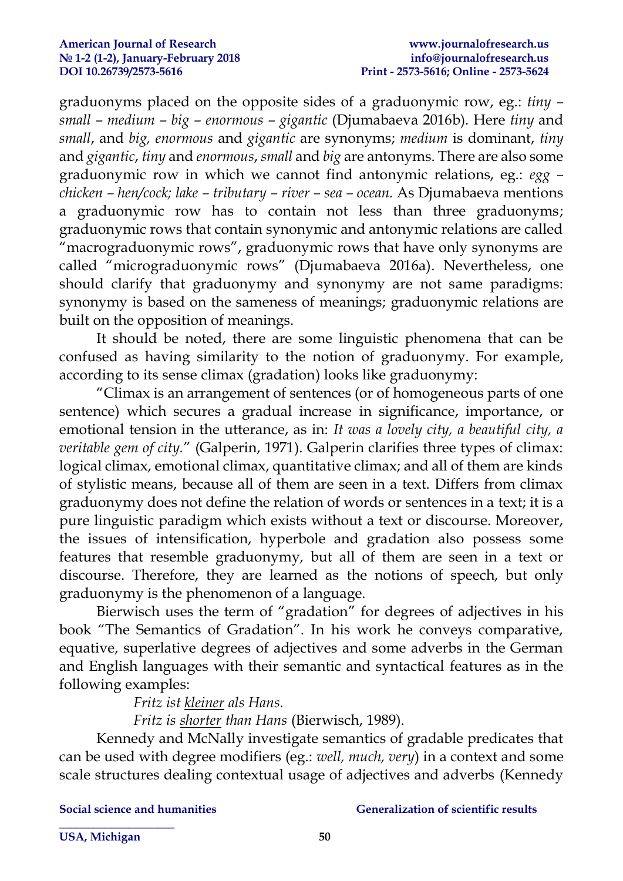graduonyms placed on the opposite sides of a graduonymic row, eg.: *tiny – small – medium – big – enormous – gigantic* (Djumabaeva 2016b). Here *tiny* and *small*, and *big, enormous* and *gigantic* are synonyms; *medium* is dominant, *tiny* and *gigantic*, *tiny* and *enormous*, *small* and *big* are antonyms. There are also some graduonymic row in which we cannot find antonymic relations, eg.: *egg – chicken – hen/cock; lake – tributary – river – sea – ocean.* As Djumabaeva mentions a graduonymic row has to contain not less than three graduonyms; graduonymic rows that contain synonymic and antonymic relations are called "macrograduonymic rows", graduonymic rows that have only synonyms are called "micrograduonymic rows" (Djumabaeva 2016a). Nevertheless, one should clarify that graduonymy and synonymy are not same paradigms: synonymy is based on the sameness of meanings; graduonymic relations are built on the opposition of meanings.

It should be noted, there are some linguistic phenomena that can be confused as having similarity to the notion of graduonymy. For example, according to its sense climax (gradation) looks like graduonymy:

"Climax is an arrangement of sentences (or of homogeneous parts of one sentence) which secures a gradual increase in significance, importance, or emotional tension in the utterance, as in: *It was a lovely city, a beautiful city, a veritable gem of city.*" (Galperin, 1971). Galperin clarifies three types of climax: logical climax, emotional climax, quantitative climax; and all of them are kinds of stylistic means, because all of them are seen in a text. Differs from climax graduonymy does not define the relation of words or sentences in a text; it is a pure linguistic paradigm which exists without a text or discourse. Moreover, the issues of intensification, hyperbole and gradation also possess some features that resemble graduonymy, but all of them are seen in a text or discourse. Therefore, they are learned as the notions of speech, but only graduonymy is the phenomenon of a language.

Bierwisch uses the term of "gradation" for degrees of adjectives in his book "The Semantics of Gradation". In his work he conveys comparative, equative, superlative degrees of adjectives and some adverbs in the German and English languages with their semantic and syntactical features as in the following examples:

*Fritz ist <u>kleiner</u> als Hans.*

*Fritz is <u>shorter</u> than Hans* (Bierwisch, 1989).

Kennedy and McNally investigate semantics of gradable predicates that can be used with degree modifiers (eg.: *well, much, very*) in a context and some scale structures dealing contextual usage of adjectives and adverbs (Kennedy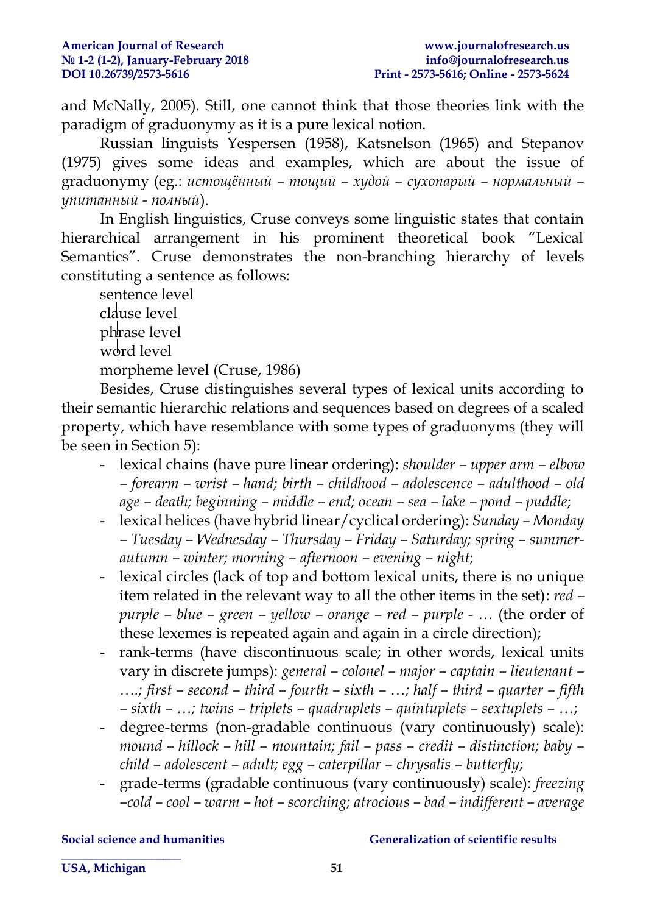and McNally, 2005). Still, one cannot think that those theories link with the paradigm of graduonymy as it is a pure lexical notion.

Russian linguists Yespersen (1958), Katsnelson (1965) and Stepanov (1975) gives some ideas and examples, which are about the issue of graduonymy (eg.: *истощённый – тощий – худой – сухопарый – нормальный – упитанный - полный*).

In English linguistics, Cruse conveys some linguistic states that contain hierarchical arrangement in his prominent theoretical book "Lexical Semantics". Cruse demonstrates the non-branching hierarchy of levels constituting a sentence as follows:

sentence level
|
clause level
|
phrase level
|
word level
|
morpheme level (Cruse, 1986)

Besides, Cruse distinguishes several types of lexical units according to their semantic hierarchic relations and sequences based on degrees of a scaled property, which have resemblance with some types of graduonyms (they will be seen in Section 5):

- lexical chains (have pure linear ordering): *shoulder – upper arm – elbow – forearm – wrist – hand; birth – childhood – adolescence – adulthood – old age – death; beginning – middle – end; ocean – sea – lake – pond – puddle*;
- lexical helices (have hybrid linear/cyclical ordering): *Sunday – Monday – Tuesday – Wednesday – Thursday – Friday – Saturday; spring – summer-autumn – winter; morning – afternoon – evening – night*;
- lexical circles (lack of top and bottom lexical units, there is no unique item related in the relevant way to all the other items in the set): *red – purple – blue – green – yellow – orange – red – purple - …* (the order of these lexemes is repeated again and again in a circle direction);
- rank-terms (have discontinuous scale; in other words, lexical units vary in discrete jumps): *general – colonel – major – captain – lieutenant – ….; first – second – third – fourth – sixth – …; half – third – quarter – fifth – sixth – …; twins – triplets – quadruplets – quintuplets – sextuplets – …*;
- degree-terms (non-gradable continuous (vary continuously) scale): *mound – hillock – hill – mountain; fail – pass – credit – distinction; baby – child – adolescent – adult; egg – caterpillar – chrysalis – butterfly*;
- grade-terms (gradable continuous (vary continuously) scale): *freezing –cold – cool – warm – hot – scorching; atrocious – bad – indifferent – average*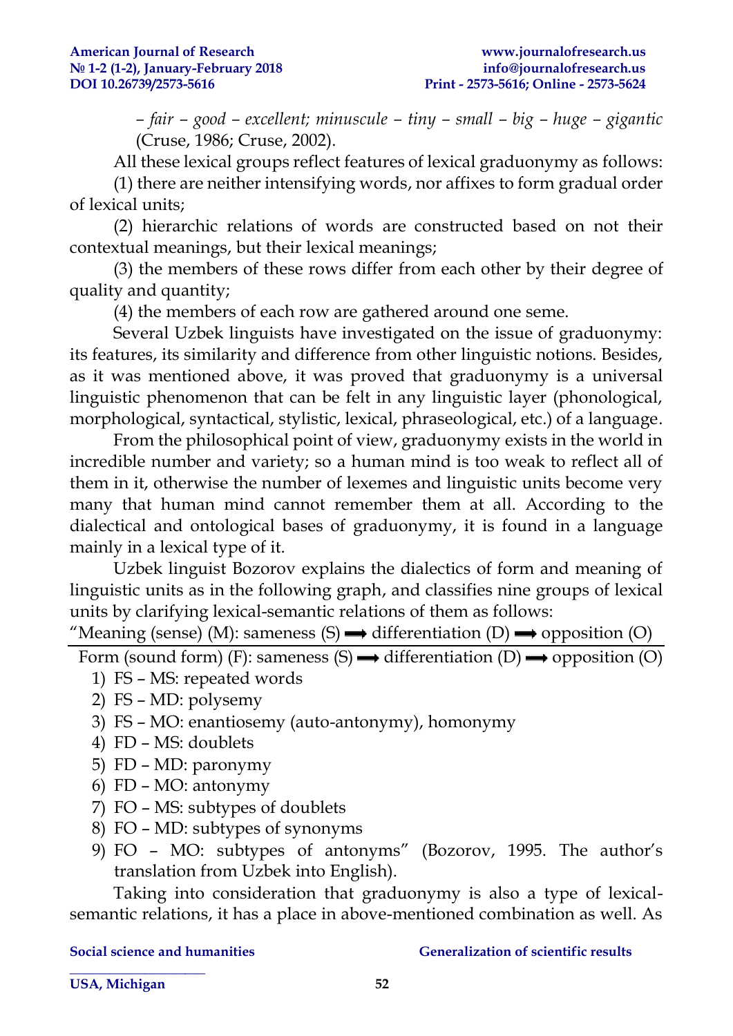– *fair – good – excellent; minuscule – tiny – small – big – huge – gigantic* (Cruse, 1986; Cruse, 2002).

All these lexical groups reflect features of lexical graduonymy as follows:

(1) there are neither intensifying words, nor affixes to form gradual order of lexical units;

(2) hierarchic relations of words are constructed based on not their contextual meanings, but their lexical meanings;

(3) the members of these rows differ from each other by their degree of quality and quantity;

(4) the members of each row are gathered around one seme.

Several Uzbek linguists have investigated on the issue of graduonymy: its features, its similarity and difference from other linguistic notions. Besides, as it was mentioned above, it was proved that graduonymy is a universal linguistic phenomenon that can be felt in any linguistic layer (phonological, morphological, syntactical, stylistic, lexical, phraseological, etc.) of a language.

From the philosophical point of view, graduonymy exists in the world in incredible number and variety; so a human mind is too weak to reflect all of them in it, otherwise the number of lexemes and linguistic units become very many that human mind cannot remember them at all. According to the dialectical and ontological bases of graduonymy, it is found in a language mainly in a lexical type of it.

Uzbek linguist Bozorov explains the dialectics of form and meaning of linguistic units as in the following graph, and classifies nine groups of lexical units by clarifying lexical-semantic relations of them as follows:

"Meaning (sense) (M): sameness (S) ⟶ differentiation (D) ⟶ opposition (O)

Form (sound form) (F): sameness (S) ⟶ differentiation (D) ⟶ opposition (O)

1) FS – MS: repeated words
2) FS – MD: polysemy
3) FS – MO: enantiosemy (auto-antonymy), homonymy
4) FD – MS: doublets
5) FD – MD: paronymy
6) FD – MO: antonymy
7) FO – MS: subtypes of doublets
8) FO – MD: subtypes of synonyms
9) FO – MO: subtypes of antonyms" (Bozorov, 1995. The author's translation from Uzbek into English).

Taking into consideration that graduonymy is also a type of lexical-semantic relations, it has a place in above-mentioned combination as well. As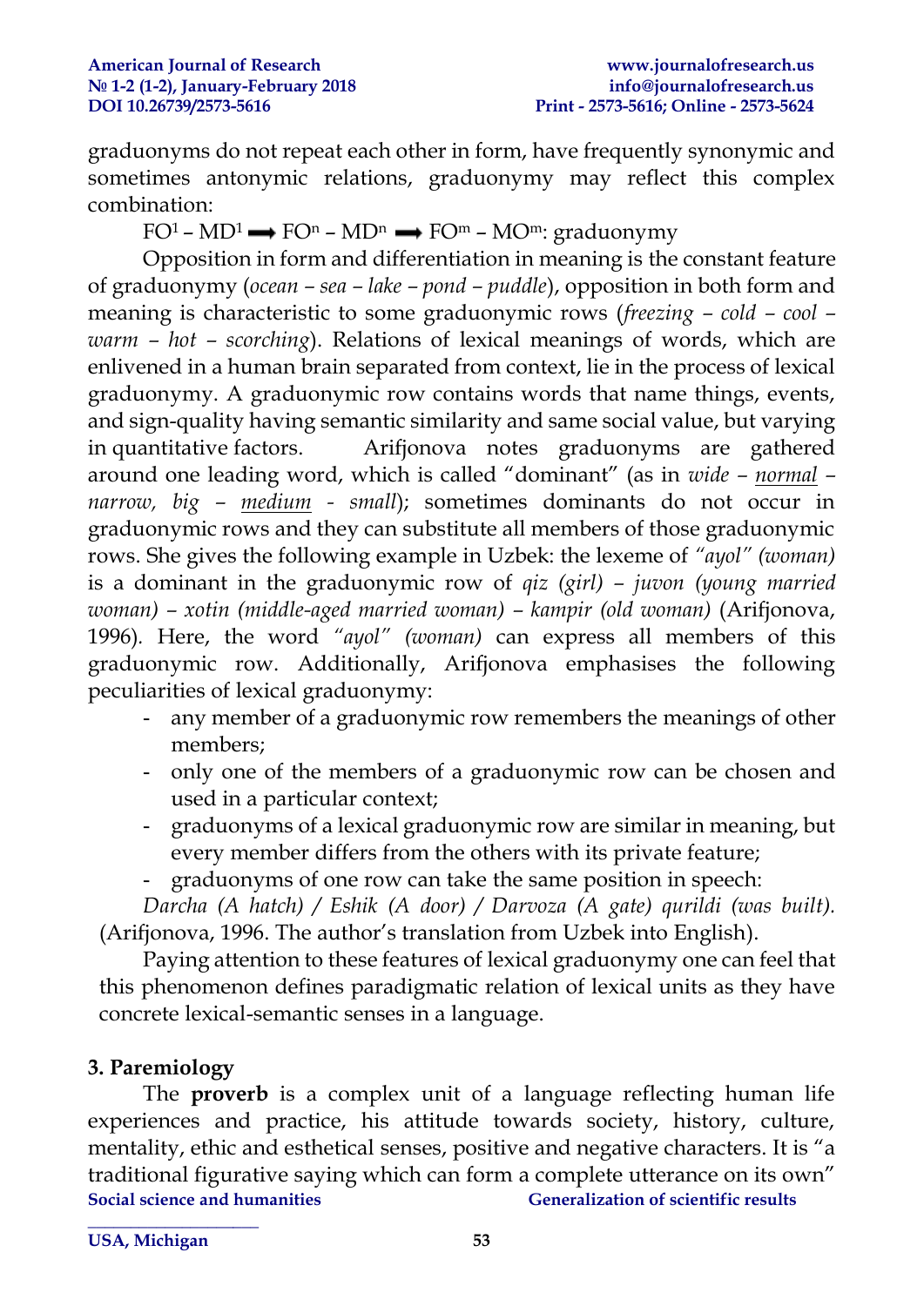graduonyms do not repeat each other in form, have frequently synonymic and sometimes antonymic relations, graduonymy may reflect this complex combination:

$FO^1 – MD^1 \longrightarrow FO^n – MD^n \longrightarrow FO^m – MO^m$: graduonymy

Opposition in form and differentiation in meaning is the constant feature of graduonymy (*ocean – sea – lake – pond – puddle*), opposition in both form and meaning is characteristic to some graduonymic rows (*freezing – cold – cool – warm – hot – scorching*). Relations of lexical meanings of words, which are enlivened in a human brain separated from context, lie in the process of lexical graduonymy. A graduonymic row contains words that name things, events, and sign-quality having semantic similarity and same social value, but varying in quantitative factors. Arifjonova notes graduonyms are gathered around one leading word, which is called "dominant" (as in *wide – <u>normal</u> – narrow, big – <u>medium</u> - small*); sometimes dominants do not occur in graduonymic rows and they can substitute all members of those graduonymic rows. She gives the following example in Uzbek: the lexeme of *"ayol" (woman)* is a dominant in the graduonymic row of *qiz (girl) – juvon (young married woman) – xotin (middle-aged married woman) – kampir (old woman)* (Arifjonova, 1996). Here, the word *"ayol" (woman)* can express all members of this graduonymic row. Additionally, Arifjonova emphasises the following peculiarities of lexical graduonymy:

- any member of a graduonymic row remembers the meanings of other members;
- only one of the members of a graduonymic row can be chosen and used in a particular context;
- graduonyms of a lexical graduonymic row are similar in meaning, but every member differs from the others with its private feature;
- graduonyms of one row can take the same position in speech:

*Darcha (A hatch) / Eshik (A door) / Darvoza (A gate) qurildi (was built).* (Arifjonova, 1996. The author's translation from Uzbek into English).

Paying attention to these features of lexical graduonymy one can feel that this phenomenon defines paradigmatic relation of lexical units as they have concrete lexical-semantic senses in a language.

## 3. Paremiology

The **proverb** is a complex unit of a language reflecting human life experiences and practice, his attitude towards society, history, culture, mentality, ethic and esthetical senses, positive and negative characters. It is "a traditional figurative saying which can form a complete utterance on its own"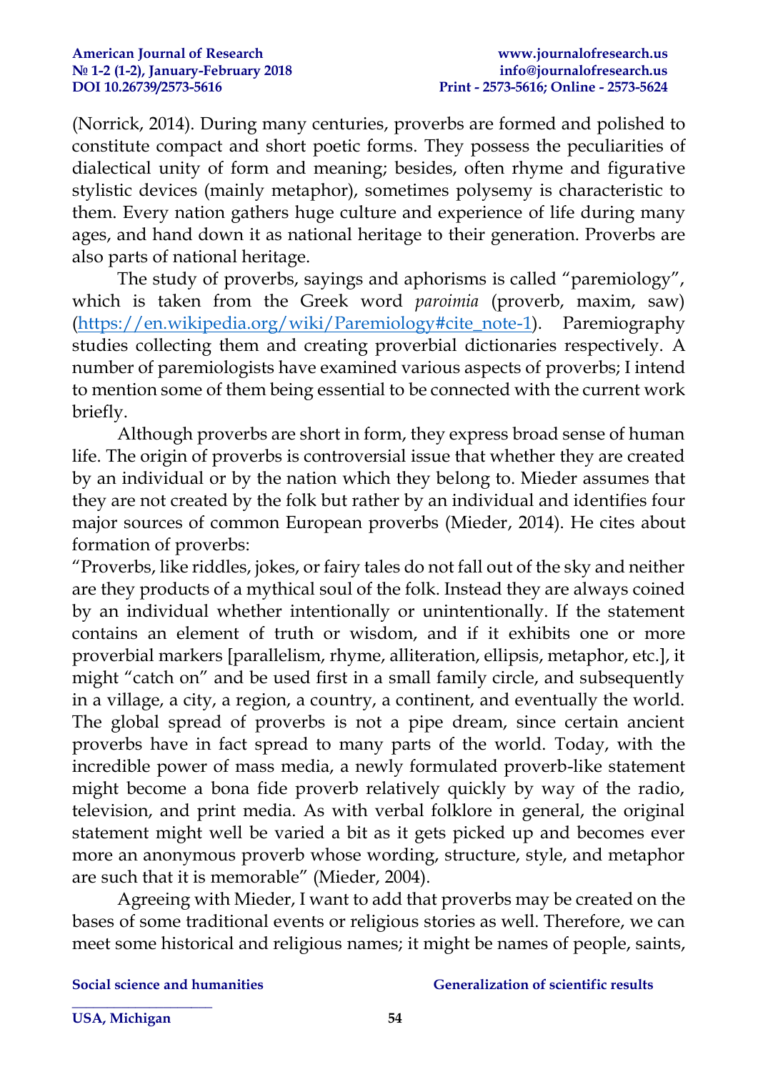(Norrick, 2014). During many centuries, proverbs are formed and polished to constitute compact and short poetic forms. They possess the peculiarities of dialectical unity of form and meaning; besides, often rhyme and figurative stylistic devices (mainly metaphor), sometimes polysemy is characteristic to them. Every nation gathers huge culture and experience of life during many ages, and hand down it as national heritage to their generation. Proverbs are also parts of national heritage.

The study of proverbs, sayings and aphorisms is called "paremiology", which is taken from the Greek word *paroimia* (proverb, maxim, saw) (https://en.wikipedia.org/wiki/Paremiology#cite_note-1). Paremiography studies collecting them and creating proverbial dictionaries respectively. A number of paremiologists have examined various aspects of proverbs; I intend to mention some of them being essential to be connected with the current work briefly.

Although proverbs are short in form, they express broad sense of human life. The origin of proverbs is controversial issue that whether they are created by an individual or by the nation which they belong to. Mieder assumes that they are not created by the folk but rather by an individual and identifies four major sources of common European proverbs (Mieder, 2014). He cites about formation of proverbs:

"Proverbs, like riddles, jokes, or fairy tales do not fall out of the sky and neither are they products of a mythical soul of the folk. Instead they are always coined by an individual whether intentionally or unintentionally. If the statement contains an element of truth or wisdom, and if it exhibits one or more proverbial markers [parallelism, rhyme, alliteration, ellipsis, metaphor, etc.], it might "catch on" and be used first in a small family circle, and subsequently in a village, a city, a region, a country, a continent, and eventually the world. The global spread of proverbs is not a pipe dream, since certain ancient proverbs have in fact spread to many parts of the world. Today, with the incredible power of mass media, a newly formulated proverb-like statement might become a bona fide proverb relatively quickly by way of the radio, television, and print media. As with verbal folklore in general, the original statement might well be varied a bit as it gets picked up and becomes ever more an anonymous proverb whose wording, structure, style, and metaphor are such that it is memorable" (Mieder, 2004).

Agreeing with Mieder, I want to add that proverbs may be created on the bases of some traditional events or religious stories as well. Therefore, we can meet some historical and religious names; it might be names of people, saints,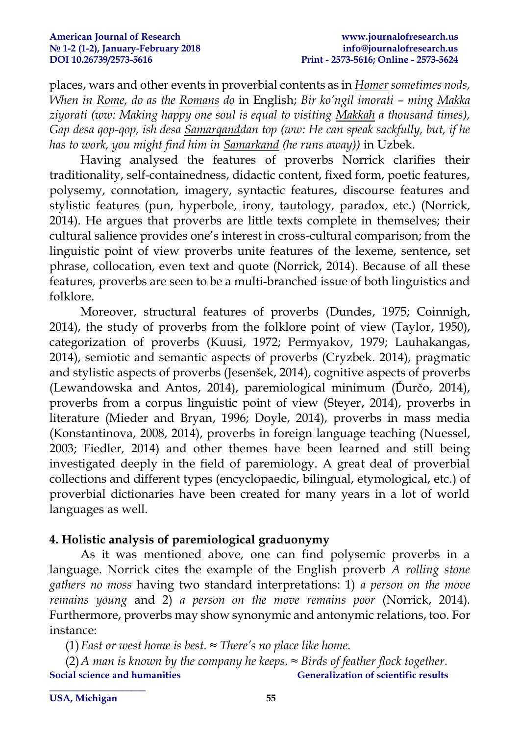places, wars and other events in proverbial contents as in *Homer sometimes nods, When in Rome, do as the Romans do* in English; *Bir ko'ngil imorati – ming Makka ziyorati (ww: Making happy one soul is equal to visiting Makkah a thousand times), Gap desa qop-qop, ish desa Samarqanddan top (ww: He can speak sackfully, but, if he has to work, you might find him in Samarkand (he runs away))* in Uzbek.

Having analysed the features of proverbs Norrick clarifies their traditionality, self-containedness, didactic content, fixed form, poetic features, polysemy, connotation, imagery, syntactic features, discourse features and stylistic features (pun, hyperbole, irony, tautology, paradox, etc.) (Norrick, 2014). He argues that proverbs are little texts complete in themselves; their cultural salience provides one's interest in cross-cultural comparison; from the linguistic point of view proverbs unite features of the lexeme, sentence, set phrase, collocation, even text and quote (Norrick, 2014). Because of all these features, proverbs are seen to be a multi-branched issue of both linguistics and folklore.

Moreover, structural features of proverbs (Dundes, 1975; Coinnigh, 2014), the study of proverbs from the folklore point of view (Taylor, 1950), categorization of proverbs (Kuusi, 1972; Permyakov, 1979; Lauhakangas, 2014), semiotic and semantic aspects of proverbs (Cryzbek. 2014), pragmatic and stylistic aspects of proverbs (Jesenšek, 2014), cognitive aspects of proverbs (Lewandowska and Antos, 2014), paremiological minimum (Ďurčo, 2014), proverbs from a corpus linguistic point of view (Steyer, 2014), proverbs in literature (Mieder and Bryan, 1996; Doyle, 2014), proverbs in mass media (Konstantinova, 2008, 2014), proverbs in foreign language teaching (Nuessel, 2003; Fiedler, 2014) and other themes have been learned and still being investigated deeply in the field of paremiology. A great deal of proverbial collections and different types (encyclopaedic, bilingual, etymological, etc.) of proverbial dictionaries have been created for many years in a lot of world languages as well.

## 4. Holistic analysis of paremiological graduonymy

As it was mentioned above, one can find polysemic proverbs in a language. Norrick cites the example of the English proverb *A rolling stone gathers no moss* having two standard interpretations: 1) *a person on the move remains young* and 2) *a person on the move remains poor* (Norrick, 2014). Furthermore, proverbs may show synonymic and antonymic relations, too. For instance:

(1) *East or west home is best. ≈ There's no place like home.*

(2) *A man is known by the company he keeps. ≈ Birds of feather flock together.*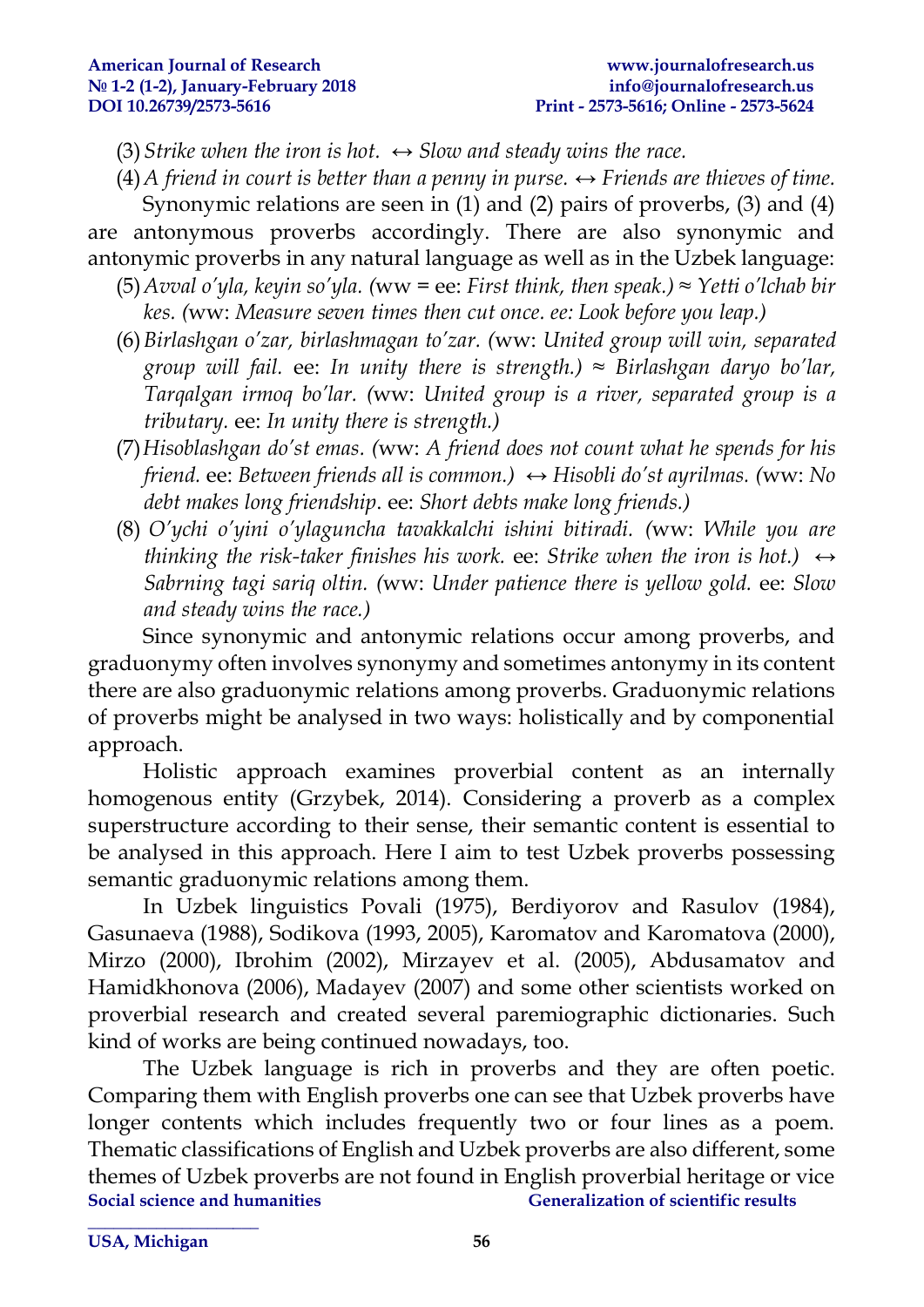(3) *Strike when the iron is hot.* ↔ *Slow and steady wins the race.*

(4) *A friend in court is better than a penny in purse.* ↔ *Friends are thieves of time.*

Synonymic relations are seen in (1) and (2) pairs of proverbs, (3) and (4) are antonymous proverbs accordingly. There are also synonymic and antonymic proverbs in any natural language as well as in the Uzbek language:

(5) *Avval o'yla, keyin so'yla.* (ww = ee: *First think, then speak.*) ≈ *Yetti o'lchab bir kes.* (ww: *Measure seven times then cut once. ee: Look before you leap.*)

(6) *Birlashgan o'zar, birlashmagan to'zar.* (ww: *United group will win, separated group will fail.* ee: *In unity there is strength.*) ≈ *Birlashgan daryo bo'lar, Tarqalgan irmoq bo'lar.* (ww: *United group is a river, separated group is a tributary.* ee: *In unity there is strength.*)

(7) *Hisoblashgan do'st emas.* (ww: *A friend does not count what he spends for his friend.* ee: *Between friends all is common.*) ↔ *Hisobli do'st ayrilmas.* (ww: *No debt makes long friendship*. ee: *Short debts make long friends.*)

(8) *O'ychi o'yini o'ylaguncha tavakkalchi ishini bitiradi.* (ww: *While you are thinking the risk-taker finishes his work.* ee: *Strike when the iron is hot.*) ↔ *Sabrning tagi sariq oltin.* (ww: *Under patience there is yellow gold.* ee: *Slow and steady wins the race.*)

Since synonymic and antonymic relations occur among proverbs, and graduonymy often involves synonymy and sometimes antonymy in its content there are also graduonymic relations among proverbs. Graduonymic relations of proverbs might be analysed in two ways: holistically and by componential approach.

Holistic approach examines proverbial content as an internally homogenous entity (Grzybek, 2014). Considering a proverb as a complex superstructure according to their sense, their semantic content is essential to be analysed in this approach. Here I aim to test Uzbek proverbs possessing semantic graduonymic relations among them.

In Uzbek linguistics Povali (1975), Berdiyorov and Rasulov (1984), Gasunaeva (1988), Sodikova (1993, 2005), Karomatov and Karomatova (2000), Mirzo (2000), Ibrohim (2002), Mirzayev et al. (2005), Abdusamatov and Hamidkhonova (2006), Madayev (2007) and some other scientists worked on proverbial research and created several paremiographic dictionaries. Such kind of works are being continued nowadays, too.

The Uzbek language is rich in proverbs and they are often poetic. Comparing them with English proverbs one can see that Uzbek proverbs have longer contents which includes frequently two or four lines as a poem. Thematic classifications of English and Uzbek proverbs are also different, some themes of Uzbek proverbs are not found in English proverbial heritage or vice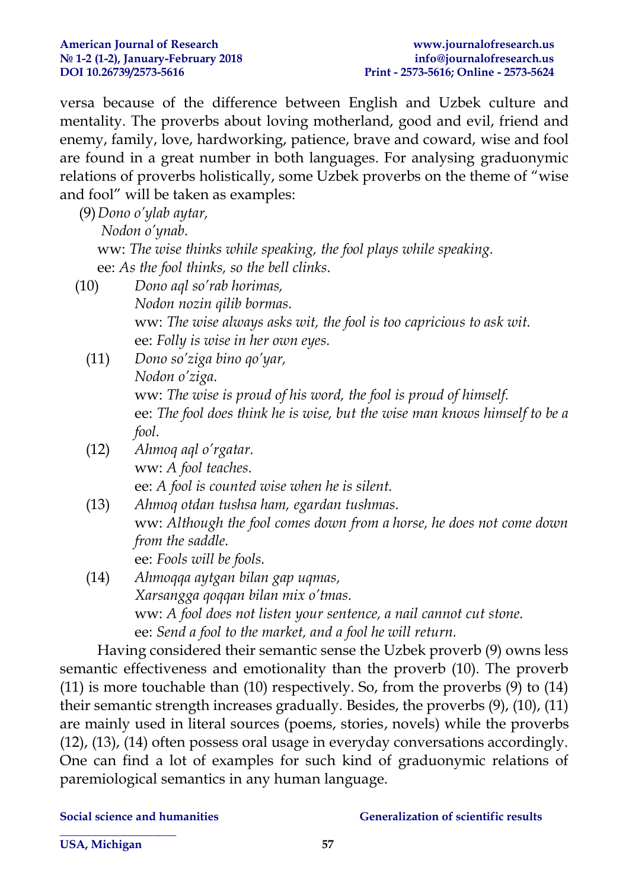versa because of the difference between English and Uzbek culture and mentality. The proverbs about loving motherland, good and evil, friend and enemy, family, love, hardworking, patience, brave and coward, wise and fool are found in a great number in both languages. For analysing graduonymic relations of proverbs holistically, some Uzbek proverbs on the theme of "wise and fool" will be taken as examples:

(9) *Dono o'ylab aytar,*
*Nodon o'ynab.*
ww: *The wise thinks while speaking, the fool plays while speaking.*
ee: *As the fool thinks, so the bell clinks.*

(10) *Dono aql so'rab horimas,*
*Nodon nozin qilib bormas.*
ww: *The wise always asks wit, the fool is too capricious to ask wit.*
ee: *Folly is wise in her own eyes.*

(11) *Dono so'ziga bino qo'yar,*
*Nodon o'ziga.*
ww: *The wise is proud of his word, the fool is proud of himself.*
ee: *The fool does think he is wise, but the wise man knows himself to be a fool.*

(12) *Ahmoq aql o'rgatar.*
ww: *A fool teaches.*
ee: *A fool is counted wise when he is silent.*

(13) *Ahmoq otdan tushsa ham, egardan tushmas.*
ww: *Although the fool comes down from a horse, he does not come down from the saddle.*
ee: *Fools will be fools.*

(14) *Ahmoqqa aytgan bilan gap uqmas,*
*Xarsangga qoqqan bilan mix o'tmas.*
ww: *A fool does not listen your sentence, a nail cannot cut stone.*
ee: *Send a fool to the market, and a fool he will return.*

Having considered their semantic sense the Uzbek proverb (9) owns less semantic effectiveness and emotionality than the proverb (10). The proverb (11) is more touchable than (10) respectively. So, from the proverbs (9) to (14) their semantic strength increases gradually. Besides, the proverbs (9), (10), (11) are mainly used in literal sources (poems, stories, novels) while the proverbs (12), (13), (14) often possess oral usage in everyday conversations accordingly. One can find a lot of examples for such kind of graduonymic relations of paremiological semantics in any human language.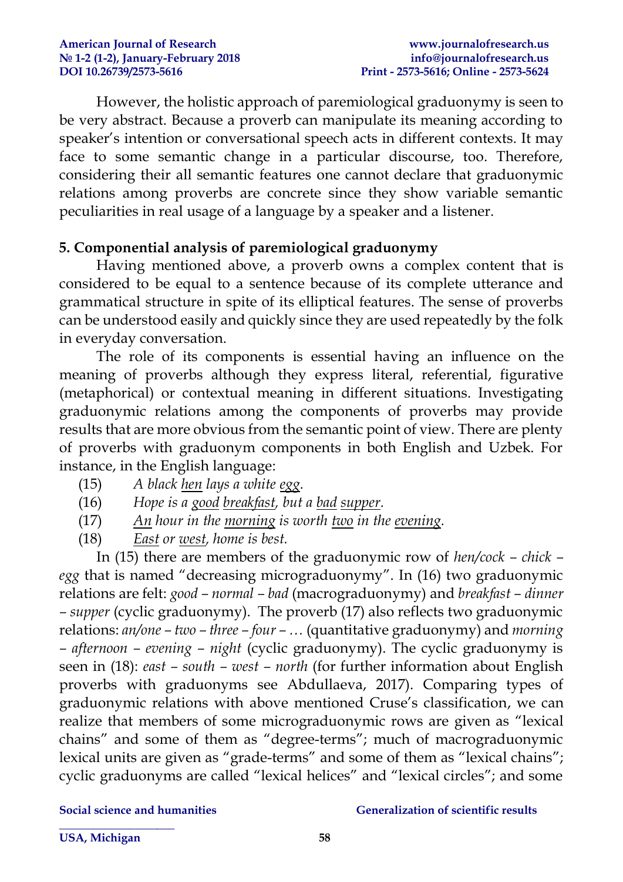However, the holistic approach of paremiological graduonymy is seen to be very abstract. Because a proverb can manipulate its meaning according to speaker's intention or conversational speech acts in different contexts. It may face to some semantic change in a particular discourse, too. Therefore, considering their all semantic features one cannot declare that graduonymic relations among proverbs are concrete since they show variable semantic peculiarities in real usage of a language by a speaker and a listener.

## 5. Componential analysis of paremiological graduonymy

Having mentioned above, a proverb owns a complex content that is considered to be equal to a sentence because of its complete utterance and grammatical structure in spite of its elliptical features. The sense of proverbs can be understood easily and quickly since they are used repeatedly by the folk in everyday conversation.

The role of its components is essential having an influence on the meaning of proverbs although they express literal, referential, figurative (metaphorical) or contextual meaning in different situations. Investigating graduonymic relations among the components of proverbs may provide results that are more obvious from the semantic point of view. There are plenty of proverbs with graduonym components in both English and Uzbek. For instance, in the English language:

(15) *A black <u>hen</u> lays a white <u>egg</u>.*

(16) *Hope is a <u>good</u> <u>breakfast</u>, but a <u>bad</u> <u>supper</u>.*

(17) *<u>An</u> hour in the <u>morning</u> is worth <u>two</u> in the <u>evening</u>.*

(18) *<u>East</u> or <u>west</u>, home is best.*

In (15) there are members of the graduonymic row of *hen/cock – chick – egg* that is named "decreasing micrograduonymy". In (16) two graduonymic relations are felt: *good – normal – bad* (macrograduonymy) and *breakfast – dinner – supper* (cyclic graduonymy). The proverb (17) also reflects two graduonymic relations: *an/one – two – three – four – …* (quantitative graduonymy) and *morning – afternoon – evening – night* (cyclic graduonymy). The cyclic graduonymy is seen in (18): *east – south – west – north* (for further information about English proverbs with graduonyms see Abdullaeva, 2017). Comparing types of graduonymic relations with above mentioned Cruse's classification, we can realize that members of some micrograduonymic rows are given as "lexical chains" and some of them as "degree-terms"; much of macrograduonymic lexical units are given as "grade-terms" and some of them as "lexical chains"; cyclic graduonyms are called "lexical helices" and "lexical circles"; and some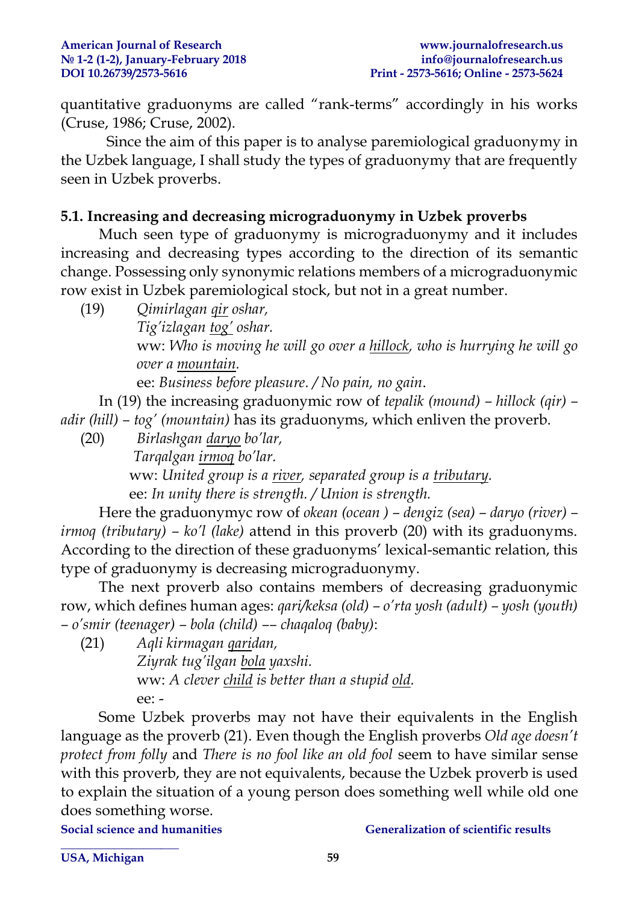quantitative graduonyms are called "rank-terms" accordingly in his works (Cruse, 1986; Cruse, 2002).

Since the aim of this paper is to analyse paremiological graduonymy in the Uzbek language, I shall study the types of graduonymy that are frequently seen in Uzbek proverbs.

### 5.1. Increasing and decreasing micrograduonymy in Uzbek proverbs

Much seen type of graduonymy is micrograduonymy and it includes increasing and decreasing types according to the direction of its semantic change. Possessing only synonymic relations members of a micrograduonymic row exist in Uzbek paremiological stock, but not in a great number.

(19) *Qimirlagan <u>qir</u> oshar,*
*Tig'izlagan <u>tog'</u> oshar.*
ww: *Who is moving he will go over a <u>hillock</u>, who is hurrying he will go over a <u>mountain</u>.*
ee: *Business before pleasure. / No pain, no gain*.

In (19) the increasing graduonymic row of *tepalik (mound) – hillock (qir) – adir (hill) – tog' (mountain)* has its graduonyms, which enliven the proverb.

(20) *Birlashgan <u>daryo</u> bo'lar,*
*Tarqalgan <u>irmoq</u> bo'lar.*
ww: *United group is a <u>river</u>, separated group is a <u>tributary</u>.*
ee: *In unity there is strength. / Union is strength.*

Here the graduonymyc row of *okean (ocean ) – dengiz (sea) – daryo (river) – irmoq (tributary) – ko'l (lake)* attend in this proverb (20) with its graduonyms. According to the direction of these graduonyms' lexical-semantic relation, this type of graduonymy is decreasing micrograduonymy.

The next proverb also contains members of decreasing graduonymic row, which defines human ages: *qari/keksa (old) – o'rta yosh (adult) – yosh (youth) – o'smir (teenager) – bola (child) –– chaqaloq (baby)*:

(21) *Aqli kirmagan <u>qari</u>dan,*
*Ziyrak tug'ilgan <u>bola</u> yaxshi.*
ww: *A clever <u>child</u> is better than a stupid <u>old</u>.*
ee: -

Some Uzbek proverbs may not have their equivalents in the English language as the proverb (21). Even though the English proverbs *Old age doesn't protect from folly* and *There is no fool like an old fool* seem to have similar sense with this proverb, they are not equivalents, because the Uzbek proverb is used to explain the situation of a young person does something well while old one does something worse.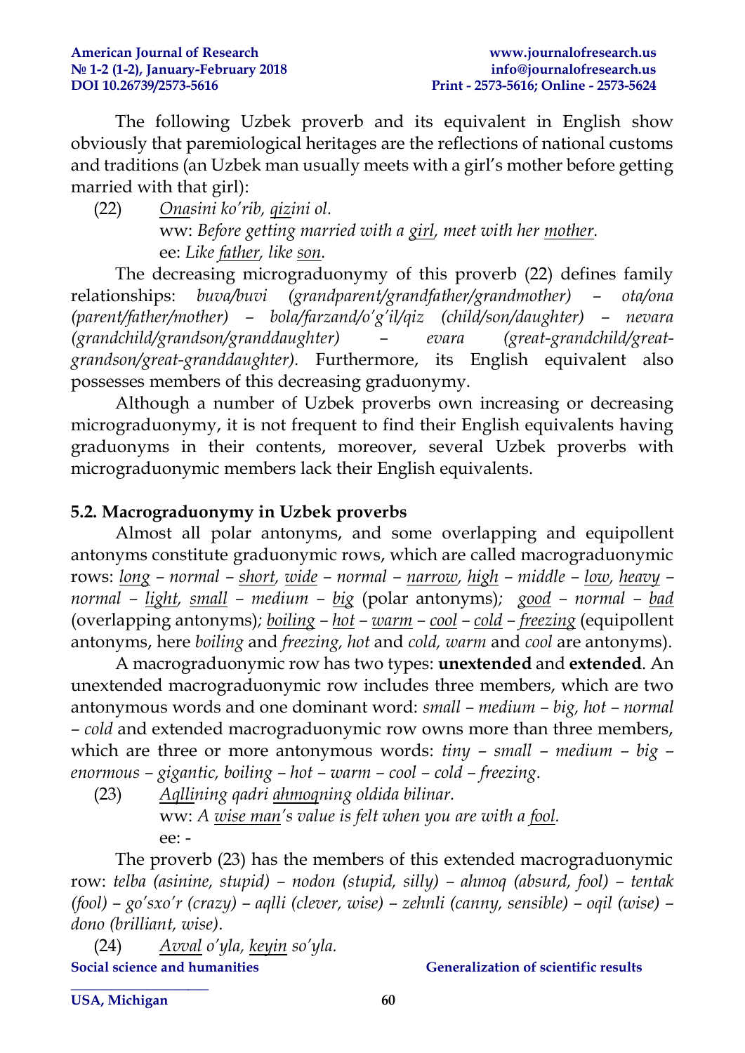The following Uzbek proverb and its equivalent in English show obviously that paremiological heritages are the reflections of national customs and traditions (an Uzbek man usually meets with a girl's mother before getting married with that girl):

(22) *Onasini ko'rib, qizini ol.*
ww: *Before getting married with a girl, meet with her mother.*
ee: *Like father, like son.*

The decreasing micrograduonymy of this proverb (22) defines family relationships: *buva/buvi (grandparent/grandfather/grandmother) – ota/ona (parent/father/mother) – bola/farzand/o'g'il/qiz (child/son/daughter) – nevara (grandchild/grandson/granddaughter) – evara (great-grandchild/great-grandson/great-granddaughter).* Furthermore, its English equivalent also possesses members of this decreasing graduonymy.

Although a number of Uzbek proverbs own increasing or decreasing micrograduonymy, it is not frequent to find their English equivalents having graduonyms in their contents, moreover, several Uzbek proverbs with micrograduonymic members lack their English equivalents.

## 5.2. Macrograduonymy in Uzbek proverbs

Almost all polar antonyms, and some overlapping and equipollent antonyms constitute graduonymic rows, which are called macrograduonymic rows: *long – normal – short, wide – normal – narrow, high – middle – low, heavy – normal – light, small – medium – big* (polar antonyms)*; good – normal – bad* (overlapping antonyms)*; boiling – hot – warm – cool – cold – freezing* (equipollent antonyms, here *boiling* and *freezing, hot* and *cold, warm* and *cool* are antonyms).

A macrograduonymic row has two types: **unextended** and **extended**. An unextended macrograduonymic row includes three members, which are two antonymous words and one dominant word: *small – medium – big, hot – normal – cold* and extended macrograduonymic row owns more than three members, which are three or more antonymous words: *tiny – small – medium – big – enormous – gigantic, boiling – hot – warm – cool – cold – freezing*.

(23) *Aqllining qadri ahmoqning oldida bilinar.*
ww: *A wise man's value is felt when you are with a fool.*
ee: -

The proverb (23) has the members of this extended macrograduonymic row: *telba (asinine, stupid) – nodon (stupid, silly) – ahmoq (absurd, fool) – tentak (fool) – go'sxo'r (crazy) – aqlli (clever, wise) – zehnli (canny, sensible) – oqil (wise) – dono (brilliant, wise)*.

(24) *Avval o'yla, keyin so'yla.*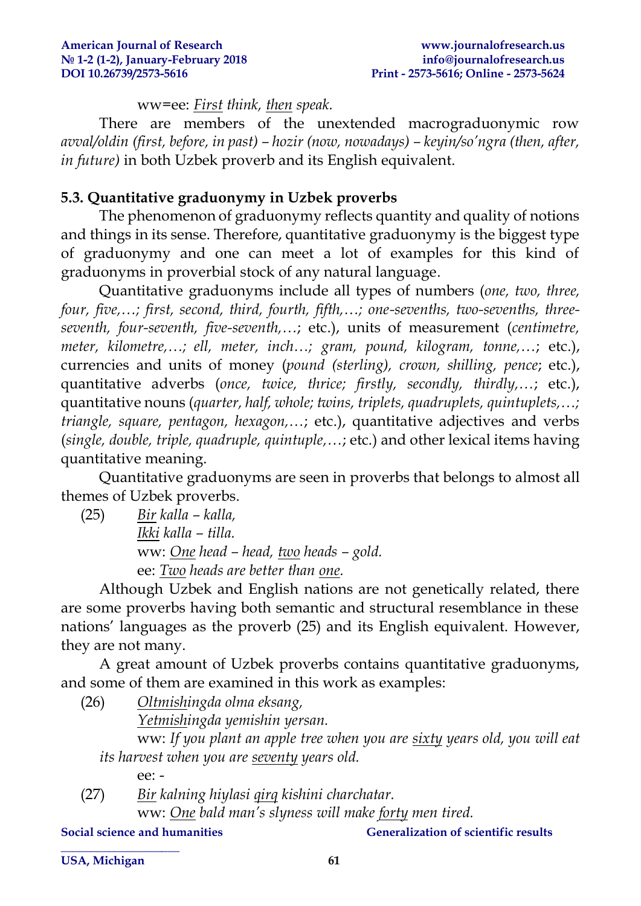ww=ee: <u>*First*</u> *think,* <u>*then*</u> *speak.*

There are members of the unextended macrograduonymic row *avval/oldin (first, before, in past) – hozir (now, nowadays) – keyin/so'ngra (then, after, in future)* in both Uzbek proverb and its English equivalent.

### 5.3. Quantitative graduonymy in Uzbek proverbs

The phenomenon of graduonymy reflects quantity and quality of notions and things in its sense. Therefore, quantitative graduonymy is the biggest type of graduonymy and one can meet a lot of examples for this kind of graduonyms in proverbial stock of any natural language.

Quantitative graduonyms include all types of numbers (*one, two, three, four, five,…; first, second, third, fourth, fifth,…; one-sevenths, two-sevenths, three-seventh, four-seventh, five-seventh,…*; etc.), units of measurement (*centimetre, meter, kilometre,…; ell, meter, inch…; gram, pound, kilogram, tonne,…*; etc.), currencies and units of money (*pound (sterling), crown, shilling, pence*; etc.), quantitative adverbs (*once, twice, thrice; firstly, secondly, thirdly,…*; etc.), quantitative nouns (*quarter, half, whole; twins, triplets, quadruplets, quintuplets,…; triangle, square, pentagon, hexagon,…*; etc.), quantitative adjectives and verbs (*single, double, triple, quadruple, quintuple,…*; etc.) and other lexical items having quantitative meaning.

Quantitative graduonyms are seen in proverbs that belongs to almost all themes of Uzbek proverbs.

(25) <u>*Bir*</u> *kalla – kalla,*
<u>*Ikki*</u> *kalla – tilla.*
ww: <u>*One*</u> *head – head,* <u>*two*</u> *heads – gold.*
ee: <u>*Two*</u> *heads are better than* <u>*one*</u>*.*

Although Uzbek and English nations are not genetically related, there are some proverbs having both semantic and structural resemblance in these nations' languages as the proverb (25) and its English equivalent. However, they are not many.

A great amount of Uzbek proverbs contains quantitative graduonyms, and some of them are examined in this work as examples:

(26) <u>*Oltmish*</u>*ingda olma eksang,*
<u>*Yetmish*</u>*ingda yemishin yersan.*
ww: *If you plant an apple tree when you are* <u>*sixty*</u> *years old, you will eat its harvest when you are* <u>*seventy*</u> *years old.*
ee: -

(27) <u>*Bir*</u> *kalning hiylasi* <u>*qirq*</u> *kishini charchatar.*
ww: <u>*One*</u> *bald man's slyness will make* <u>*forty*</u> *men tired.*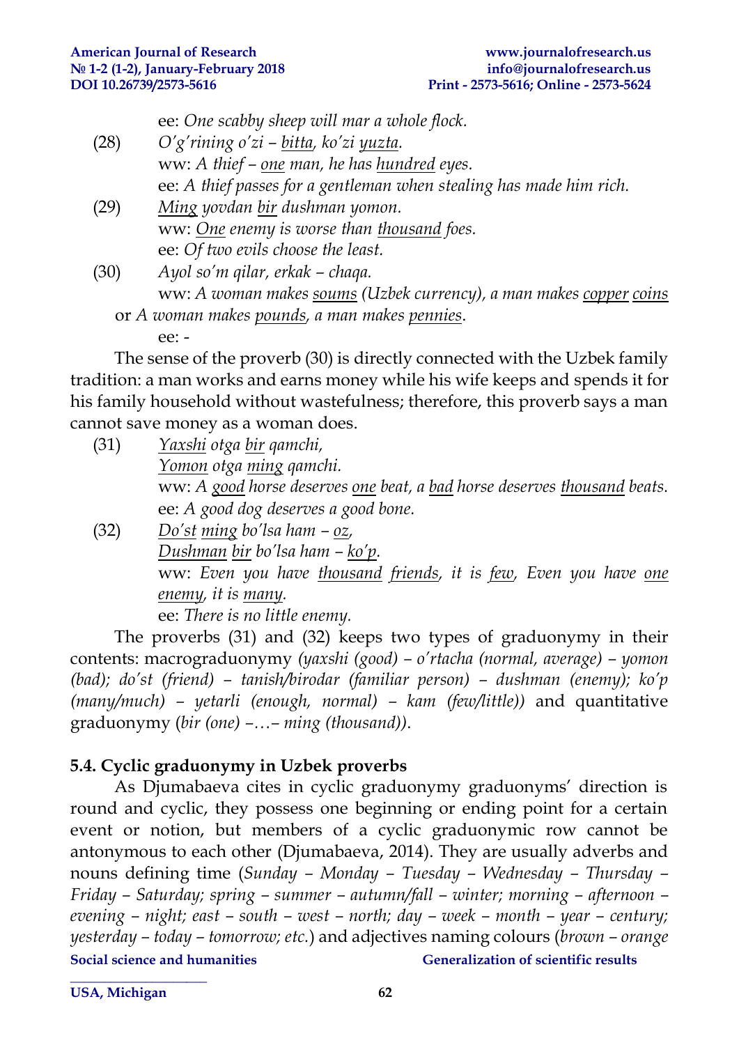ee: *One scabby sheep will mar a whole flock.*

(28) *O'g'rining o'zi – <u>bitta</u>, ko'zi <u>yuzta</u>.*
ww: *A thief – <u>one</u> man, he has <u>hundred</u> eyes.*
ee: *A thief passes for a gentleman when stealing has made him rich.*

(29) *<u>Ming</u> yovdan <u>bir</u> dushman yomon.*
ww: *<u>One</u> enemy is worse than <u>thousand</u> foes.*
ee: *Of two evils choose the least.*

(30) *Ayol so'm qilar, erkak – chaqa.*
ww: *A woman makes <u>soums</u> (Uzbek currency), a man makes <u>copper</u> <u>coins</u>* or *A woman makes <u>pounds</u>, a man makes <u>pennies</u>.*
ee: -

The sense of the proverb (30) is directly connected with the Uzbek family tradition: a man works and earns money while his wife keeps and spends it for his family household without wastefulness; therefore, this proverb says a man cannot save money as a woman does.

(31) *<u>Yaxshi</u> otga <u>bir</u> qamchi,*
*<u>Yomon</u> otga <u>ming</u> qamchi.*
ww: *A <u>good</u> horse deserves <u>one</u> beat, a <u>bad</u> horse deserves <u>thousand</u> beats.*
ee: *A good dog deserves a good bone.*

(32) *<u>Do'st</u> <u>ming</u> bo'lsa ham – <u>oz</u>,*
*<u>Dushman</u> <u>bir</u> bo'lsa ham – <u>ko'p</u>.*
ww: *Even you have <u>thousand</u> <u>friends</u>, it is <u>few</u>, Even you have <u>one</u> <u>enemy</u>, it is <u>many</u>.*
ee: *There is no little enemy.*

The proverbs (31) and (32) keeps two types of graduonymy in their contents: macrograduonymy *(yaxshi (good) – o'rtacha (normal, average) – yomon (bad); do'st (friend) – tanish/birodar (familiar person) – dushman (enemy); ko'p (many/much) – yetarli (enough, normal) – kam (few/little))* and quantitative graduonymy *(bir (one) –…– ming (thousand))*.

## 5.4. Cyclic graduonymy in Uzbek proverbs

As Djumabaeva cites in cyclic graduonymy graduonyms' direction is round and cyclic, they possess one beginning or ending point for a certain event or notion, but members of a cyclic graduonymic row cannot be antonymous to each other (Djumabaeva, 2014). They are usually adverbs and nouns defining time (*Sunday – Monday – Tuesday – Wednesday – Thursday – Friday – Saturday; spring – summer – autumn/fall – winter; morning – afternoon – evening – night; east – south – west – north; day – week – month – year – century; yesterday – today – tomorrow; etc.*) and adjectives naming colours (*brown – orange*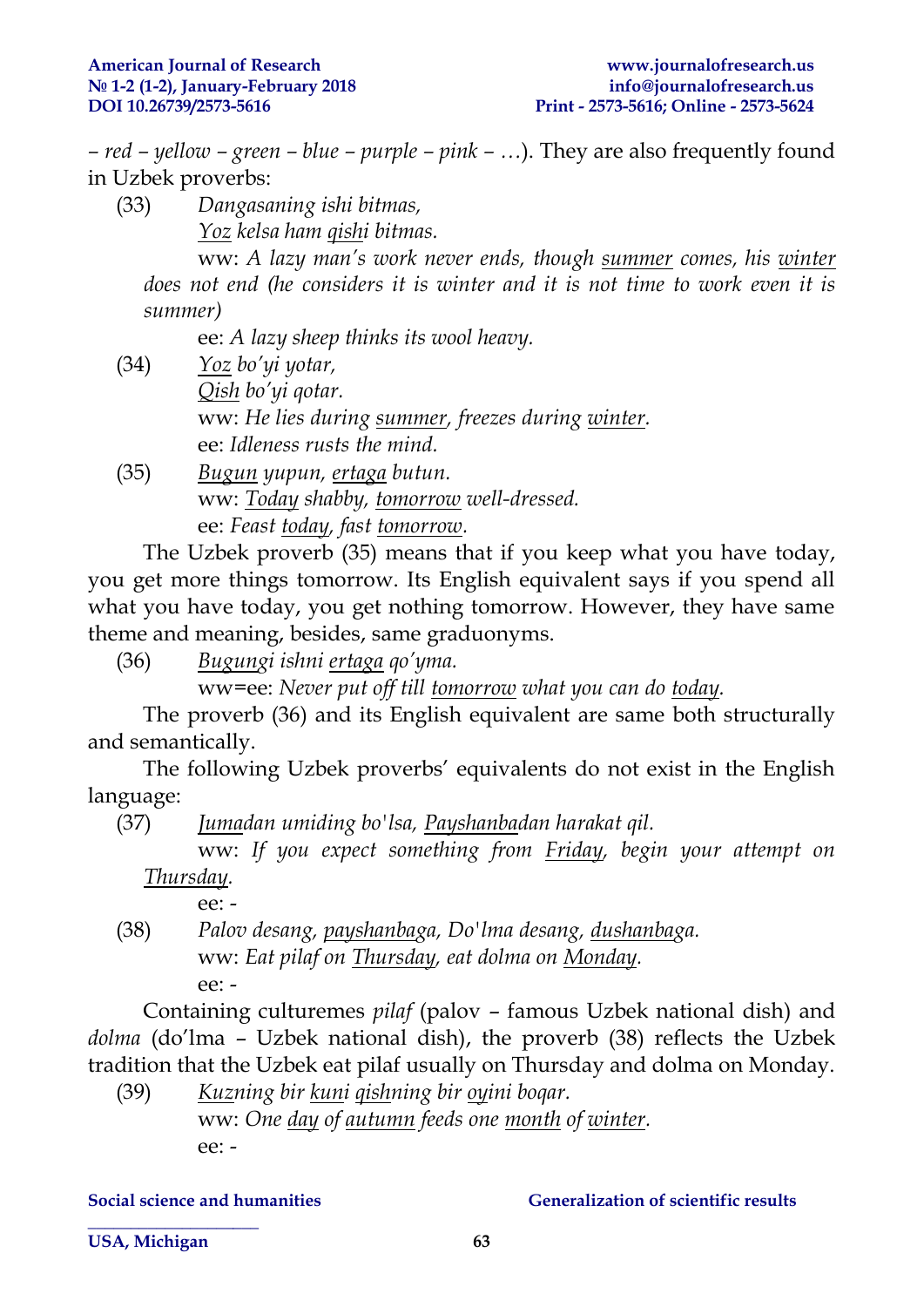– *red – yellow – green – blue – purple – pink – …*). They are also frequently found in Uzbek proverbs:

(33) *Dangasaning ishi bitmas,*
*Yoz kelsa ham qishi bitmas.*
ww: *A lazy man's work never ends, though summer comes, his winter does not end (he considers it is winter and it is not time to work even it is summer)*
ee: *A lazy sheep thinks its wool heavy.*

(34) *Yoz bo'yi yotar,*
*Qish bo'yi qotar.*
ww: *He lies during summer, freezes during winter.*
ee: *Idleness rusts the mind.*

(35) *Bugun yupun, ertaga butun.*
ww: *Today shabby, tomorrow well-dressed.*
ee: *Feast today, fast tomorrow.*

The Uzbek proverb (35) means that if you keep what you have today, you get more things tomorrow. Its English equivalent says if you spend all what you have today, you get nothing tomorrow. However, they have same theme and meaning, besides, same graduonyms.

(36) *Bugungi ishni ertaga qo'yma.*
ww=ee: *Never put off till tomorrow what you can do today.*

The proverb (36) and its English equivalent are same both structurally and semantically.

The following Uzbek proverbs' equivalents do not exist in the English language:

(37) *Jumadan umiding bo'lsa, Payshanbadan harakat qil.*
ww: *If you expect something from Friday, begin your attempt on Thursday.*
ee: -

(38) *Palov desang, payshanbaga, Do'lma desang, dushanbaga.*
ww: *Eat pilaf on Thursday, eat dolma on Monday.*
ee: -

Containing culturemes *pilaf* (palov – famous Uzbek national dish) and *dolma* (do'lma – Uzbek national dish), the proverb (38) reflects the Uzbek tradition that the Uzbek eat pilaf usually on Thursday and dolma on Monday.

(39) *Kuzning bir kuni qishning bir oyini boqar.*
ww: *One day of autumn feeds one month of winter.*
ee: -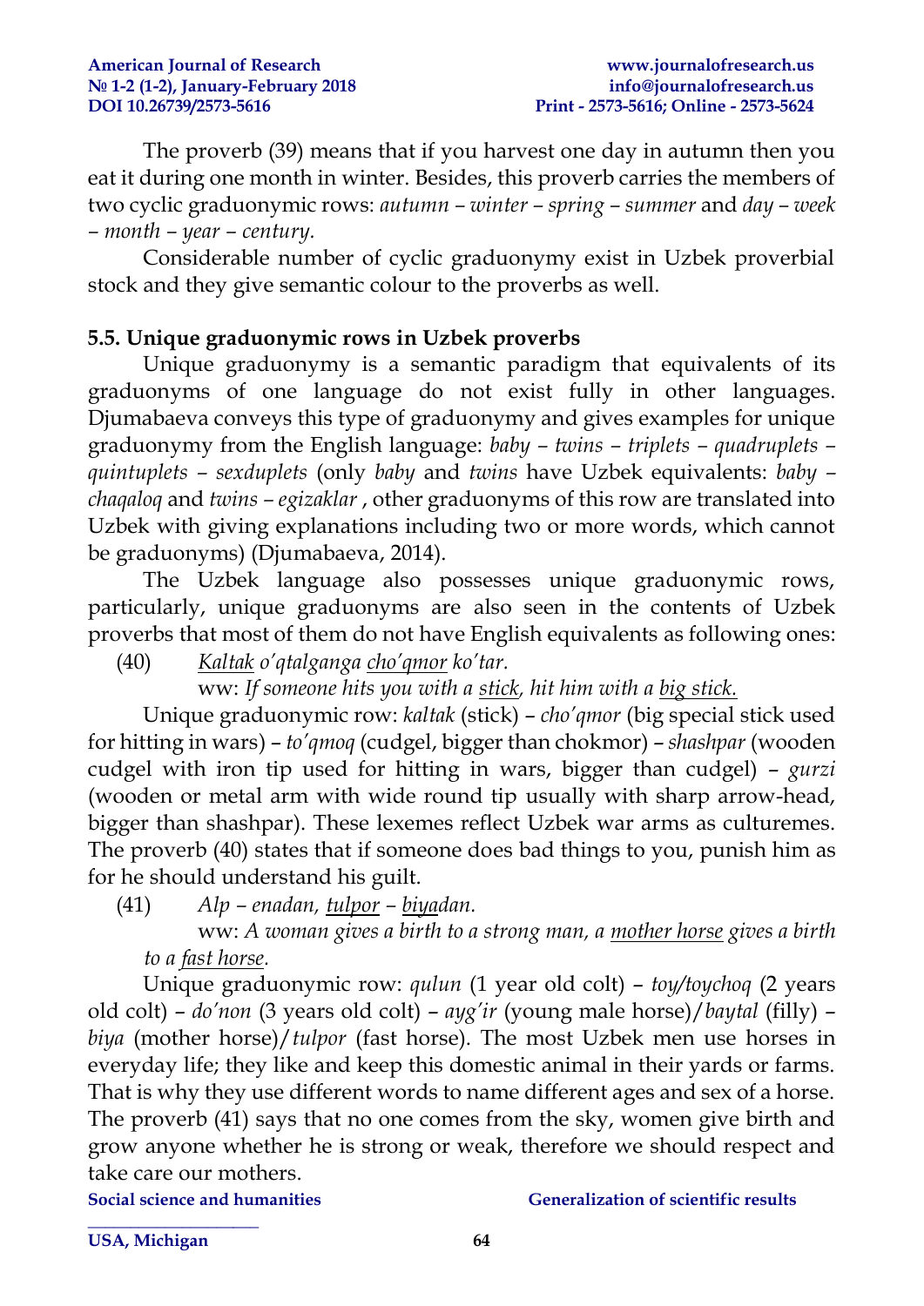The proverb (39) means that if you harvest one day in autumn then you eat it during one month in winter. Besides, this proverb carries the members of two cyclic graduonymic rows: *autumn – winter – spring – summer* and *day – week – month – year – century.*

Considerable number of cyclic graduonymy exist in Uzbek proverbial stock and they give semantic colour to the proverbs as well.

### 5.5. Unique graduonymic rows in Uzbek proverbs

Unique graduonymy is a semantic paradigm that equivalents of its graduonyms of one language do not exist fully in other languages. Djumabaeva conveys this type of graduonymy and gives examples for unique graduonymy from the English language: *baby – twins – triplets – quadruplets – quintuplets – sexduplets* (only *baby* and *twins* have Uzbek equivalents: *baby – chaqaloq* and *twins – egizaklar* , other graduonyms of this row are translated into Uzbek with giving explanations including two or more words, which cannot be graduonyms) (Djumabaeva, 2014).

The Uzbek language also possesses unique graduonymic rows, particularly, unique graduonyms are also seen in the contents of Uzbek proverbs that most of them do not have English equivalents as following ones:

(40) *<u>Kaltak</u> o'qtalganga <u>cho'qmor</u> ko'tar.*

ww: *If someone hits you with a <u>stick</u>, hit him with a <u>big stick.</u>*

Unique graduonymic row: *kaltak* (stick) – *cho'qmor* (big special stick used for hitting in wars) – *to'qmoq* (cudgel, bigger than chokmor) – *shashpar* (wooden cudgel with iron tip used for hitting in wars, bigger than cudgel) – *gurzi* (wooden or metal arm with wide round tip usually with sharp arrow-head, bigger than shashpar). These lexemes reflect Uzbek war arms as culturemes. The proverb (40) states that if someone does bad things to you, punish him as for he should understand his guilt.

(41) *Alp – enadan, <u>tulpor</u> – <u>biya</u>dan.*

ww: *A woman gives a birth to a strong man, a <u>mother horse</u> gives a birth to a <u>fast horse</u>.*

Unique graduonymic row: *qulun* (1 year old colt) – *toy/toychoq* (2 years old colt) – *do'non* (3 years old colt) – *ayg'ir* (young male horse)/*baytal* (filly) – *biya* (mother horse)/*tulpor* (fast horse). The most Uzbek men use horses in everyday life; they like and keep this domestic animal in their yards or farms. That is why they use different words to name different ages and sex of a horse. The proverb (41) says that no one comes from the sky, women give birth and grow anyone whether he is strong or weak, therefore we should respect and take care our mothers.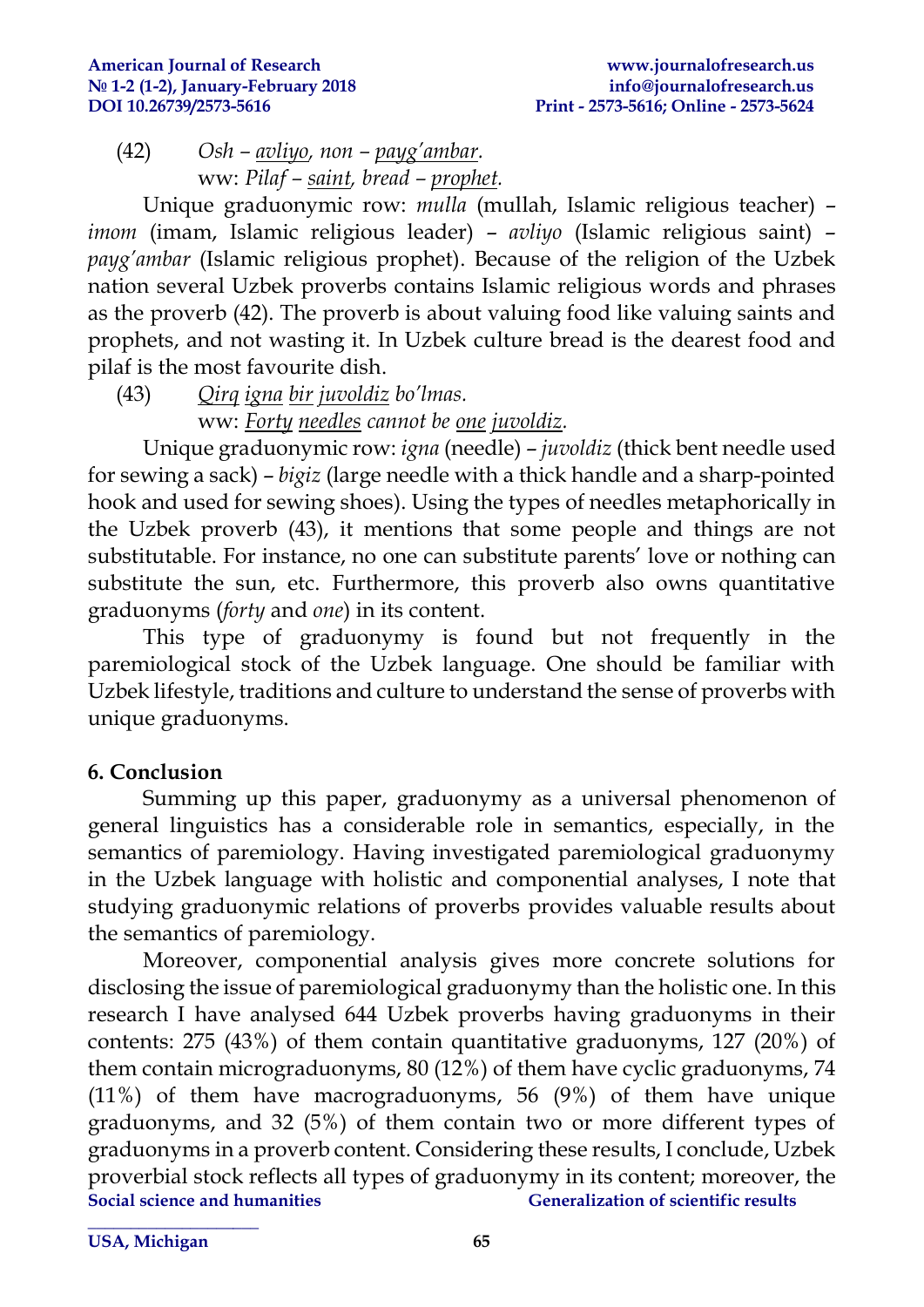(42) *Osh – avliyo, non – payg'ambar.*
ww: *Pilaf – saint, bread – prophet.*

Unique graduonymic row: *mulla* (mullah, Islamic religious teacher) – *imom* (imam, Islamic religious leader) – *avliyo* (Islamic religious saint) – *payg'ambar* (Islamic religious prophet). Because of the religion of the Uzbek nation several Uzbek proverbs contains Islamic religious words and phrases as the proverb (42). The proverb is about valuing food like valuing saints and prophets, and not wasting it. In Uzbek culture bread is the dearest food and pilaf is the most favourite dish.

(43) *Qirq igna bir juvoldiz bo'lmas.*
ww: *Forty needles cannot be one juvoldiz.*

Unique graduonymic row: *igna* (needle) – *juvoldiz* (thick bent needle used for sewing a sack) – *bigiz* (large needle with a thick handle and a sharp-pointed hook and used for sewing shoes). Using the types of needles metaphorically in the Uzbek proverb (43), it mentions that some people and things are not substitutable. For instance, no one can substitute parents' love or nothing can substitute the sun, etc. Furthermore, this proverb also owns quantitative graduonyms (*forty* and *one*) in its content.

This type of graduonymy is found but not frequently in the paremiological stock of the Uzbek language. One should be familiar with Uzbek lifestyle, traditions and culture to understand the sense of proverbs with unique graduonyms.

## 6. Conclusion

Summing up this paper, graduonymy as a universal phenomenon of general linguistics has a considerable role in semantics, especially, in the semantics of paremiology. Having investigated paremiological graduonymy in the Uzbek language with holistic and componential analyses, I note that studying graduonymic relations of proverbs provides valuable results about the semantics of paremiology.

Moreover, componential analysis gives more concrete solutions for disclosing the issue of paremiological graduonymy than the holistic one. In this research I have analysed 644 Uzbek proverbs having graduonyms in their contents: 275 (43%) of them contain quantitative graduonyms, 127 (20%) of them contain micrograduonyms, 80 (12%) of them have cyclic graduonyms, 74 (11%) of them have macrograduonyms, 56 (9%) of them have unique graduonyms, and 32 (5%) of them contain two or more different types of graduonyms in a proverb content. Considering these results, I conclude, Uzbek proverbial stock reflects all types of graduonymy in its content; moreover, the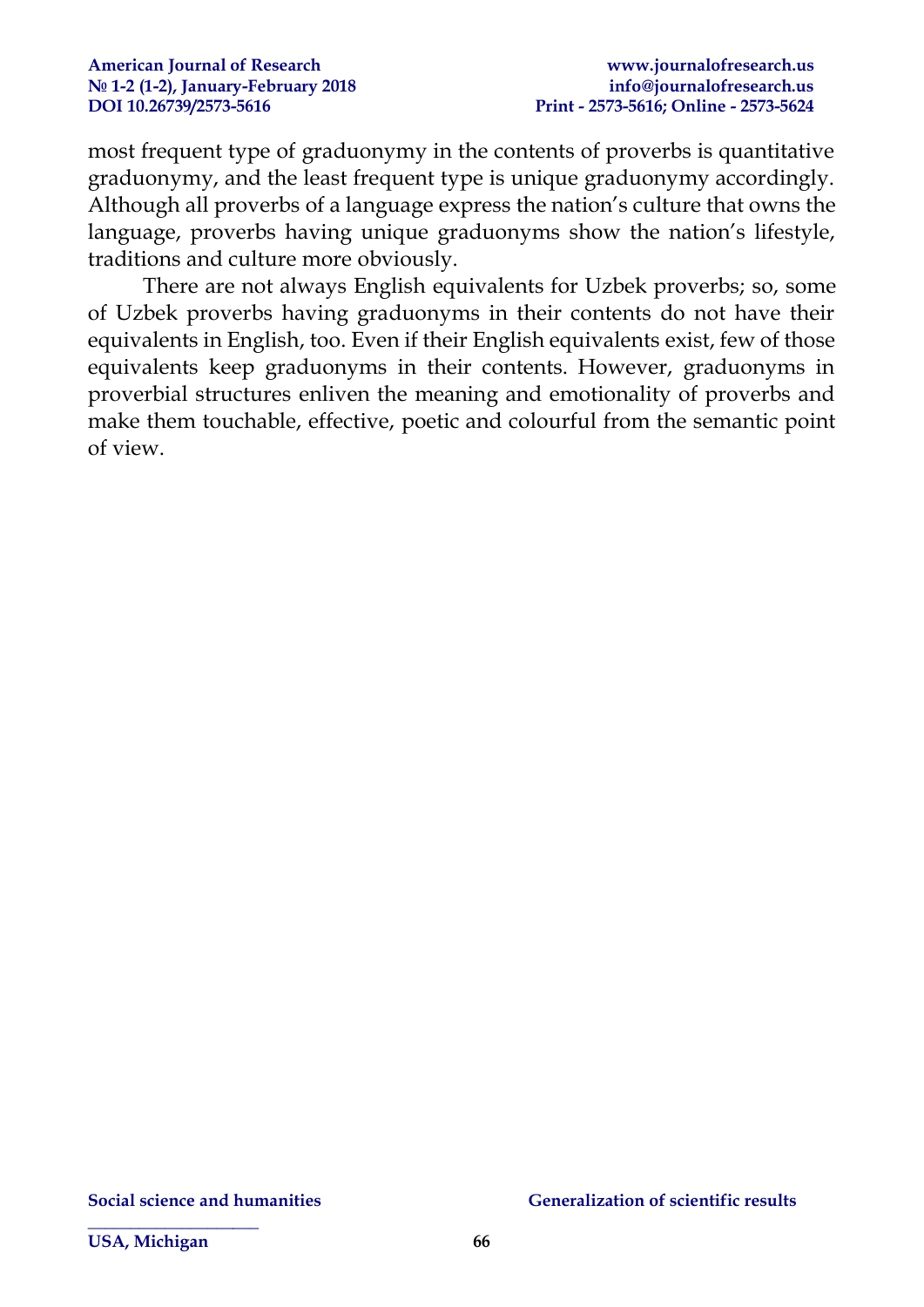most frequent type of graduonymy in the contents of proverbs is quantitative graduonymy, and the least frequent type is unique graduonymy accordingly. Although all proverbs of a language express the nation's culture that owns the language, proverbs having unique graduonyms show the nation's lifestyle, traditions and culture more obviously.

There are not always English equivalents for Uzbek proverbs; so, some of Uzbek proverbs having graduonyms in their contents do not have their equivalents in English, too. Even if their English equivalents exist, few of those equivalents keep graduonyms in their contents. However, graduonyms in proverbial structures enliven the meaning and emotionality of proverbs and make them touchable, effective, poetic and colourful from the semantic point of view.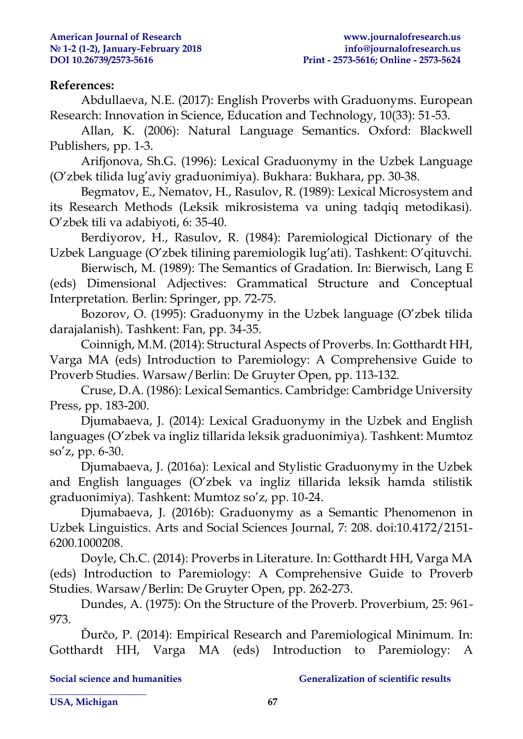**References:**

Abdullaeva, N.E. (2017): English Proverbs with Graduonyms. European Research: Innovation in Science, Education and Technology, 10(33): 51-53.

Allan, K. (2006): Natural Language Semantics. Oxford: Blackwell Publishers, pp. 1-3.

Arifjonova, Sh.G. (1996): Lexical Graduonymy in the Uzbek Language (O'zbek tilida lug'aviy graduonimiya). Bukhara: Bukhara, pp. 30-38.

Begmatov, E., Nematov, H., Rasulov, R. (1989): Lexical Microsystem and its Research Methods (Leksik mikrosistema va uning tadqiq metodikasi). O'zbek tili va adabiyoti, 6: 35-40.

Berdiyorov, H., Rasulov, R. (1984): Paremiological Dictionary of the Uzbek Language (O'zbek tilining paremiologik lug'ati). Tashkent: O'qituvchi.

Bierwisch, M. (1989): The Semantics of Gradation. In: Bierwisch, Lang E (eds) Dimensional Adjectives: Grammatical Structure and Conceptual Interpretation. Berlin: Springer, pp. 72-75.

Bozorov, O. (1995): Graduonymy in the Uzbek language (O'zbek tilida darajalanish). Tashkent: Fan, pp. 34-35.

Coinnigh, M.M. (2014): Structural Aspects of Proverbs. In: Gotthardt HH, Varga MA (eds) Introduction to Paremiology: A Comprehensive Guide to Proverb Studies. Warsaw/Berlin: De Gruyter Open, pp. 113-132.

Cruse, D.A. (1986): Lexical Semantics. Cambridge: Cambridge University Press, pp. 183-200.

Djumabaeva, J. (2014): Lexical Graduonymy in the Uzbek and English languages (O'zbek va ingliz tillarida leksik graduonimiya). Tashkent: Mumtoz so'z, pp. 6-30.

Djumabaeva, J. (2016a): Lexical and Stylistic Graduonymy in the Uzbek and English languages (O'zbek va ingliz tillarida leksik hamda stilistik graduonimiya). Tashkent: Mumtoz so'z, pp. 10-24.

Djumabaeva, J. (2016b): Graduonymy as a Semantic Phenomenon in Uzbek Linguistics. Arts and Social Sciences Journal, 7: 208. doi:10.4172/2151-6200.1000208.

Doyle, Ch.C. (2014): Proverbs in Literature. In: Gotthardt HH, Varga MA (eds) Introduction to Paremiology: A Comprehensive Guide to Proverb Studies. Warsaw/Berlin: De Gruyter Open, pp. 262-273.

Dundes, A. (1975): On the Structure of the Proverb. Proverbium, 25: 961-973.

Ďurčo, P. (2014): Empirical Research and Paremiological Minimum. In: Gotthardt HH, Varga MA (eds) Introduction to Paremiology: A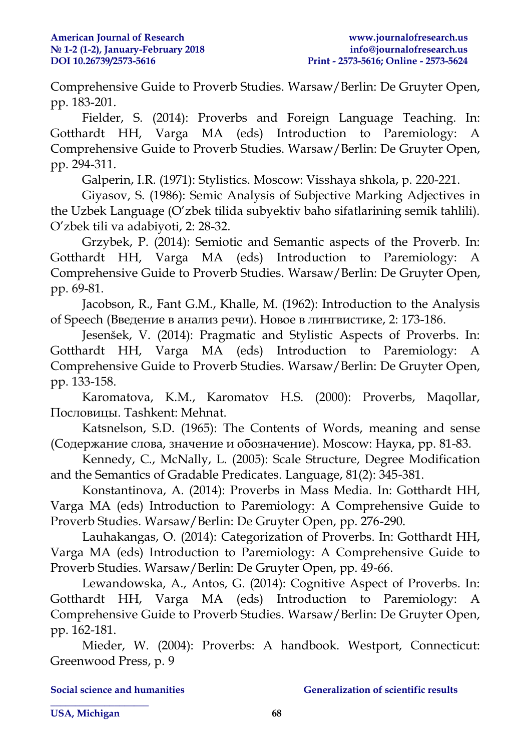Comprehensive Guide to Proverb Studies. Warsaw/Berlin: De Gruyter Open, pp. 183-201.

Fielder, S. (2014): Proverbs and Foreign Language Teaching. In: Gotthardt HH, Varga MA (eds) Introduction to Paremiology: A Comprehensive Guide to Proverb Studies. Warsaw/Berlin: De Gruyter Open, pp. 294-311.

Galperin, I.R. (1971): Stylistics. Moscow: Visshaya shkola, p. 220-221.

Giyasov, S. (1986): Semic Analysis of Subjective Marking Adjectives in the Uzbek Language (O'zbek tilida subyektiv baho sifatlarining semik tahlili). O'zbek tili va adabiyoti, 2: 28-32.

Grzybek, P. (2014): Semiotic and Semantic aspects of the Proverb. In: Gotthardt HH, Varga MA (eds) Introduction to Paremiology: A Comprehensive Guide to Proverb Studies. Warsaw/Berlin: De Gruyter Open, pp. 69-81.

Jacobson, R., Fant G.M., Khalle, M. (1962): Introduction to the Analysis of Speech (Введение в анализ речи). Новое в лингвистике, 2: 173-186.

Jesenšek, V. (2014): Pragmatic and Stylistic Aspects of Proverbs. In: Gotthardt HH, Varga MA (eds) Introduction to Paremiology: A Comprehensive Guide to Proverb Studies. Warsaw/Berlin: De Gruyter Open, pp. 133-158.

Karomatova, K.M., Karomatov H.S. (2000): Proverbs, Maqollar, Пословицы. Tashkent: Mehnat.

Katsnelson, S.D. (1965): The Contents of Words, meaning and sense (Содержание слова, значение и обозначение). Moscow: Наука, pp. 81-83.

Kennedy, C., McNally, L. (2005): Scale Structure, Degree Modification and the Semantics of Gradable Predicates. Language, 81(2): 345-381.

Konstantinova, A. (2014): Proverbs in Mass Media. In: Gotthardt HH, Varga MA (eds) Introduction to Paremiology: A Comprehensive Guide to Proverb Studies. Warsaw/Berlin: De Gruyter Open, pp. 276-290.

Lauhakangas, O. (2014): Categorization of Proverbs. In: Gotthardt HH, Varga MA (eds) Introduction to Paremiology: A Comprehensive Guide to Proverb Studies. Warsaw/Berlin: De Gruyter Open, pp. 49-66.

Lewandowska, A., Antos, G. (2014): Cognitive Aspect of Proverbs. In: Gotthardt HH, Varga MA (eds) Introduction to Paremiology: A Comprehensive Guide to Proverb Studies. Warsaw/Berlin: De Gruyter Open, pp. 162-181.

Mieder, W. (2004): Proverbs: A handbook. Westport, Connecticut: Greenwood Press, p. 9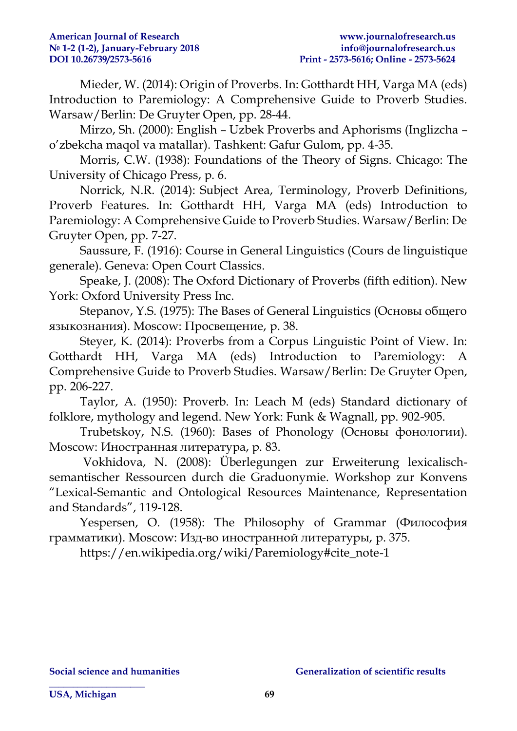Mieder, W. (2014): Origin of Proverbs. In: Gotthardt HH, Varga MA (eds) Introduction to Paremiology: A Comprehensive Guide to Proverb Studies. Warsaw/Berlin: De Gruyter Open, pp. 28-44.

Mirzo, Sh. (2000): English – Uzbek Proverbs and Aphorisms (Inglizcha – o'zbekcha maqol va matallar). Tashkent: Gafur Gulom, pp. 4-35.

Morris, C.W. (1938): Foundations of the Theory of Signs. Chicago: The University of Chicago Press, p. 6.

Norrick, N.R. (2014): Subject Area, Terminology, Proverb Definitions, Proverb Features. In: Gotthardt HH, Varga MA (eds) Introduction to Paremiology: A Comprehensive Guide to Proverb Studies. Warsaw/Berlin: De Gruyter Open, pp. 7-27.

Saussure, F. (1916): Course in General Linguistics (Cours de linguistique generale). Geneva: Open Court Classics.

Speake, J. (2008): The Oxford Dictionary of Proverbs (fifth edition). New York: Oxford University Press Inc.

Stepanov, Y.S. (1975): The Bases of General Linguistics (Основы общего языкознания). Moscow: Просвещение, p. 38.

Steyer, K. (2014): Proverbs from a Corpus Linguistic Point of View. In: Gotthardt HH, Varga MA (eds) Introduction to Paremiology: A Comprehensive Guide to Proverb Studies. Warsaw/Berlin: De Gruyter Open, pp. 206-227.

Taylor, A. (1950): Proverb. In: Leach M (eds) Standard dictionary of folklore, mythology and legend. New York: Funk & Wagnall, pp. 902-905.

Trubetskoy, N.S. (1960): Bases of Phonology (Основы фонологии). Moscow: Иностранная литература, p. 83.

Vokhidova, N. (2008): Überlegungen zur Erweiterung lexicalisch-semantischer Ressourcen durch die Graduonymie. Workshop zur Konvens "Lexical-Semantic and Ontological Resources Maintenance, Representation and Standards", 119-128.

Yespersen, O. (1958): The Philosophy of Grammar (Философия грамматики). Moscow: Изд-во иностранной литературы, p. 375.

https://en.wikipedia.org/wiki/Paremiology#cite_note-1